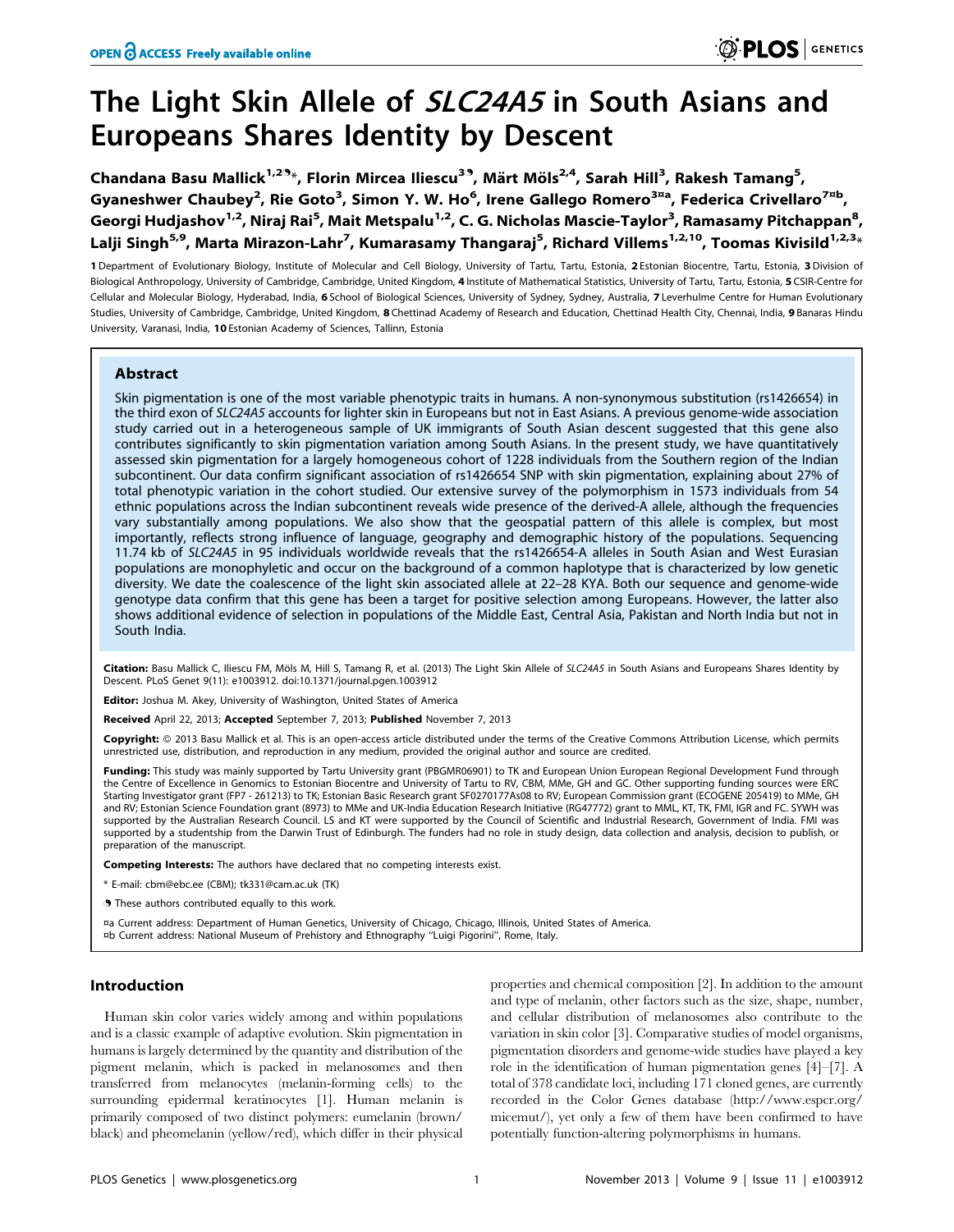# The Light Skin Allele of *SLC24A5* in South Asians and Europeans Shares Identity by Descent

**Chandana Basu Mallick[1,2]*, Florin Mircea Iliescu[3], Märt Möls[2,4], Sarah Hill[3], Rakesh Tamang[5], Gyaneshwer Chaubey[2], Rie Goto[3], Simon Y. W. Ho[6], Irene Gallego Romero[3¤a], Federica Crivellaro[7¤b], Georgi Hudjashov[1,2], Niraj Rai[5], Mait Metspalu[1,2], C. G. Nicholas Mascie-Taylor[3], Ramasamy Pitchappan[8], Lalji Singh[5,9], Marta Mirazon-Lahr[7], Kumarasamy Thangaraj[5], Richard Villems[1,2,10], Toomas Kivisild[1,2,3]***

**1** Department of Evolutionary Biology, Institute of Molecular and Cell Biology, University of Tartu, Tartu, Estonia, **2** Estonian Biocentre, Tartu, Estonia, **3** Division of Biological Anthropology, University of Cambridge, Cambridge, United Kingdom, **4** Institute of Mathematical Statistics, University of Tartu, Tartu, Estonia, **5** CSIR-Centre for Cellular and Molecular Biology, Hyderabad, India, **6** School of Biological Sciences, University of Sydney, Sydney, Australia, **7** Leverhulme Centre for Human Evolutionary Studies, University of Cambridge, Cambridge, United Kingdom, **8** Chettinad Academy of Research and Education, Chettinad Health City, Chennai, India, **9** Banaras Hindu University, Varanasi, India, **10** Estonian Academy of Sciences, Tallinn, Estonia

## Abstract

Skin pigmentation is one of the most variable phenotypic traits in humans. A non-synonymous substitution (rs1426654) in the third exon of *SLC24A5* accounts for lighter skin in Europeans but not in East Asians. A previous genome-wide association study carried out in a heterogeneous sample of UK immigrants of South Asian descent suggested that this gene also contributes significantly to skin pigmentation variation among South Asians. In the present study, we have quantitatively assessed skin pigmentation for a largely homogeneous cohort of 1228 individuals from the Southern region of the Indian subcontinent. Our data confirm significant association of rs1426654 SNP with skin pigmentation, explaining about 27% of total phenotypic variation in the cohort studied. Our extensive survey of the polymorphism in 1573 individuals from 54 ethnic populations across the Indian subcontinent reveals wide presence of the derived-A allele, although the frequencies vary substantially among populations. We also show that the geospatial pattern of this allele is complex, but most importantly, reflects strong influence of language, geography and demographic history of the populations. Sequencing 11.74 kb of *SLC24A5* in 95 individuals worldwide reveals that the rs1426654-A alleles in South Asian and West Eurasian populations are monophyletic and occur on the background of a common haplotype that is characterized by low genetic diversity. We date the coalescence of the light skin associated allele at 22–28 KYA. Both our sequence and genome-wide genotype data confirm that this gene has been a target for positive selection among Europeans. However, the latter also shows additional evidence of selection in populations of the Middle East, Central Asia, Pakistan and North India but not in South India.

**Citation:** Basu Mallick C, Iliescu FM, Möls M, Hill S, Tamang R, et al. (2013) The Light Skin Allele of *SLC24A5* in South Asians and Europeans Shares Identity by Descent. PLoS Genet 9(11): e1003912. doi:10.1371/journal.pgen.1003912

**Editor:** Joshua M. Akey, University of Washington, United States of America

**Received** April 22, 2013; **Accepted** September 7, 2013; **Published** November 7, 2013

**Copyright:** © 2013 Basu Mallick et al. This is an open-access article distributed under the terms of the Creative Commons Attribution License, which permits unrestricted use, distribution, and reproduction in any medium, provided the original author and source are credited.

**Funding:** This study was mainly supported by Tartu University grant (PBGMR06901) to TK and European Union European Regional Development Fund through the Centre of Excellence in Genomics to Estonian Biocentre and University of Tartu to RV, CBM, MMe, GH and GC. Other supporting funding sources were ERC Starting Investigator grant (FP7 - 261213) to TK; Estonian Basic Research grant SF0270177As08 to RV; European Commission grant (ECOGENE 205419) to MMe, GH and RV; Estonian Science Foundation grant (8973) to MMe and UK-India Education Research Initiative (RG47772) grant to MML, KT, TK, FMI, IGR and FC. SYWH was supported by the Australian Research Council. LS and KT were supported by the Council of Scientific and Industrial Research, Government of India. FMI was supported by a studentship from the Darwin Trust of Edinburgh. The funders had no role in study design, data collection and analysis, decision to publish, or preparation of the manuscript.

**Competing Interests:** The authors have declared that no competing interests exist.

* E-mail: cbm@ebc.ee (CBM); tk331@cam.ac.uk (TK)

These authors contributed equally to this work.

¤a Current address: Department of Human Genetics, University of Chicago, Chicago, Illinois, United States of America.
¤b Current address: National Museum of Prehistory and Ethnography "Luigi Pigorini", Rome, Italy.

## Introduction

Human skin color varies widely among and within populations and is a classic example of adaptive evolution. Skin pigmentation in humans is largely determined by the quantity and distribution of the pigment melanin, which is packed in melanosomes and then transferred from melanocytes (melanin-forming cells) to the surrounding epidermal keratinocytes [1]. Human melanin is primarily composed of two distinct polymers: eumelanin (brown/black) and pheomelanin (yellow/red), which differ in their physical properties and chemical composition [2]. In addition to the amount and type of melanin, other factors such as the size, shape, number, and cellular distribution of melanosomes also contribute to the variation in skin color [3]. Comparative studies of model organisms, pigmentation disorders and genome-wide studies have played a key role in the identification of human pigmentation genes [4]–[7]. A total of 378 candidate loci, including 171 cloned genes, are currently recorded in the Color Genes database (http://www.espcr.org/micemut/), yet only a few of them have been confirmed to have potentially function-altering polymorphisms in humans.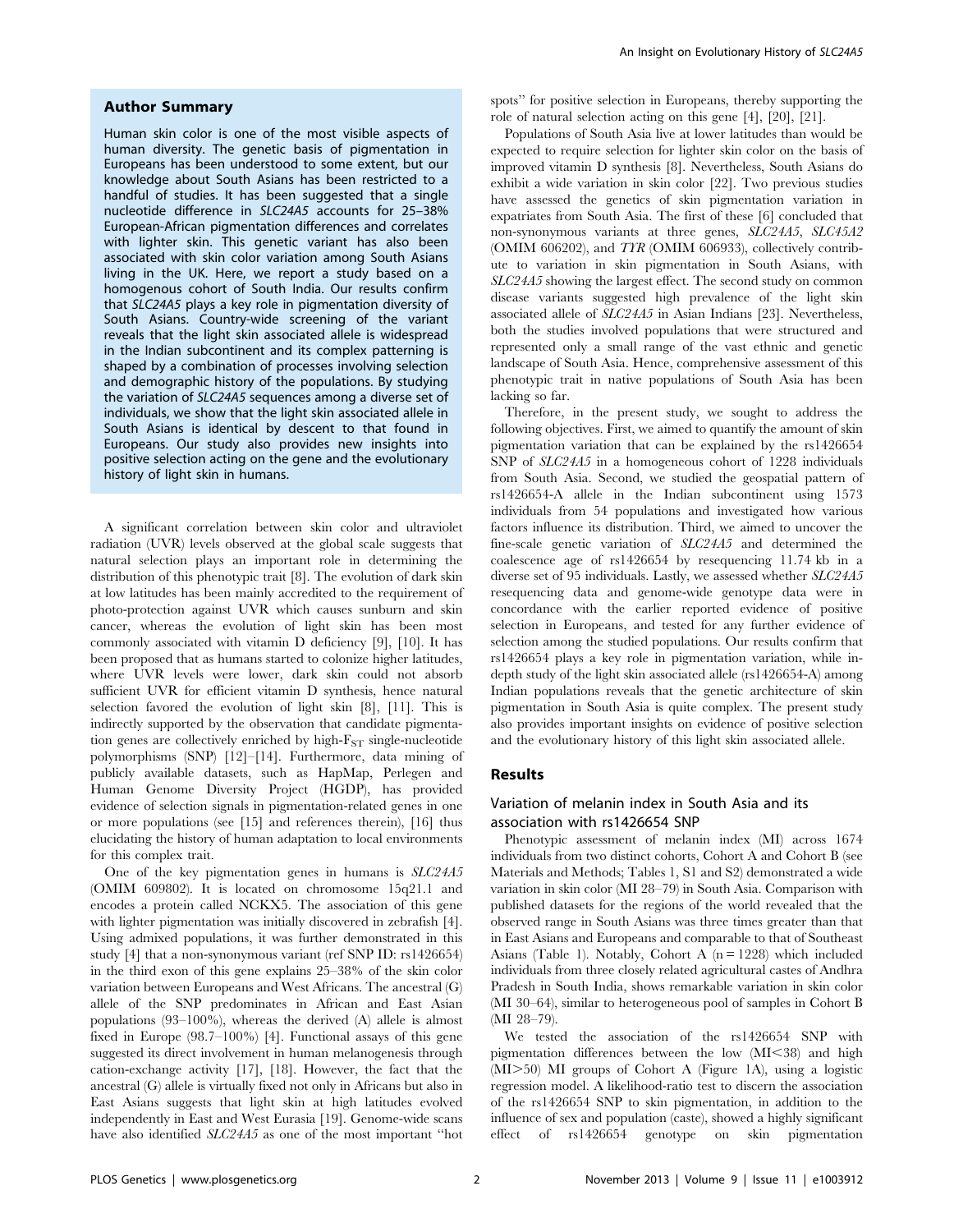## Author Summary

Human skin color is one of the most visible aspects of human diversity. The genetic basis of pigmentation in Europeans has been understood to some extent, but our knowledge about South Asians has been restricted to a handful of studies. It has been suggested that a single nucleotide difference in *SLC24A5* accounts for 25–38% European-African pigmentation differences and correlates with lighter skin. This genetic variant has also been associated with skin color variation among South Asians living in the UK. Here, we report a study based on a homogenous cohort of South India. Our results confirm that *SLC24A5* plays a key role in pigmentation diversity of South Asians. Country-wide screening of the variant reveals that the light skin associated allele is widespread in the Indian subcontinent and its complex patterning is shaped by a combination of processes involving selection and demographic history of the populations. By studying the variation of *SLC24A5* sequences among a diverse set of individuals, we show that the light skin associated allele in South Asians is identical by descent to that found in Europeans. Our study also provides new insights into positive selection acting on the gene and the evolutionary history of light skin in humans.

A significant correlation between skin color and ultraviolet radiation (UVR) levels observed at the global scale suggests that natural selection plays an important role in determining the distribution of this phenotypic trait [8]. The evolution of dark skin at low latitudes has been mainly accredited to the requirement of photo-protection against UVR which causes sunburn and skin cancer, whereas the evolution of light skin has been most commonly associated with vitamin D deficiency [9], [10]. It has been proposed that as humans started to colonize higher latitudes, where UVR levels were lower, dark skin could not absorb sufficient UVR for efficient vitamin D synthesis, hence natural selection favored the evolution of light skin [8], [11]. This is indirectly supported by the observation that candidate pigmentation genes are collectively enriched by high-$F_{ST}$ single-nucleotide polymorphisms (SNP) [12]–[14]. Furthermore, data mining of publicly available datasets, such as HapMap, Perlegen and Human Genome Diversity Project (HGDP), has provided evidence of selection signals in pigmentation-related genes in one or more populations (see [15] and references therein), [16] thus elucidating the history of human adaptation to local environments for this complex trait.

One of the key pigmentation genes in humans is *SLC24A5* (OMIM 609802). It is located on chromosome 15q21.1 and encodes a protein called NCKX5. The association of this gene with lighter pigmentation was initially discovered in zebrafish [4]. Using admixed populations, it was further demonstrated in this study [4] that a non-synonymous variant (ref SNP ID: rs1426654) in the third exon of this gene explains 25–38% of the skin color variation between Europeans and West Africans. The ancestral (G) allele of the SNP predominates in African and East Asian populations (93–100%), whereas the derived (A) allele is almost fixed in Europe (98.7–100%) [4]. Functional assays of this gene suggested its direct involvement in human melanogenesis through cation-exchange activity [17], [18]. However, the fact that the ancestral (G) allele is virtually fixed not only in Africans but also in East Asians suggests that light skin at high latitudes evolved independently in East and West Eurasia [19]. Genome-wide scans have also identified *SLC24A5* as one of the most important "hot spots" for positive selection in Europeans, thereby supporting the role of natural selection acting on this gene [4], [20], [21].

Populations of South Asia live at lower latitudes than would be expected to require selection for lighter skin color on the basis of improved vitamin D synthesis [8]. Nevertheless, South Asians do exhibit a wide variation in skin color [22]. Two previous studies have assessed the genetics of skin pigmentation variation in expatriates from South Asia. The first of these [6] concluded that non-synonymous variants at three genes, *SLC24A5*, *SLC45A2* (OMIM 606202), and *TYR* (OMIM 606933), collectively contribute to variation in skin pigmentation in South Asians, with *SLC24A5* showing the largest effect. The second study on common disease variants suggested high prevalence of the light skin associated allele of *SLC24A5* in Asian Indians [23]. Nevertheless, both the studies involved populations that were structured and represented only a small range of the vast ethnic and genetic landscape of South Asia. Hence, comprehensive assessment of this phenotypic trait in native populations of South Asia has been lacking so far.

Therefore, in the present study, we sought to address the following objectives. First, we aimed to quantify the amount of skin pigmentation variation that can be explained by the rs1426654 SNP of *SLC24A5* in a homogeneous cohort of 1228 individuals from South Asia. Second, we studied the geospatial pattern of rs1426654-A allele in the Indian subcontinent using 1573 individuals from 54 populations and investigated how various factors influence its distribution. Third, we aimed to uncover the fine-scale genetic variation of *SLC24A5* and determined the coalescence age of rs1426654 by resequencing 11.74 kb in a diverse set of 95 individuals. Lastly, we assessed whether *SLC24A5* resequencing data and genome-wide genotype data were in concordance with the earlier reported evidence of positive selection in Europeans, and tested for any further evidence of selection among the studied populations. Our results confirm that rs1426654 plays a key role in pigmentation variation, while in-depth study of the light skin associated allele (rs1426654-A) among Indian populations reveals that the genetic architecture of skin pigmentation in South Asia is quite complex. The present study also provides important insights on evidence of positive selection and the evolutionary history of this light skin associated allele.

## Results

### Variation of melanin index in South Asia and its association with rs1426654 SNP

Phenotypic assessment of melanin index (MI) across 1674 individuals from two distinct cohorts, Cohort A and Cohort B (see Materials and Methods; Tables 1, S1 and S2) demonstrated a wide variation in skin color (MI 28–79) in South Asia. Comparison with published datasets for the regions of the world revealed that the observed range in South Asians was three times greater than that in East Asians and Europeans and comparable to that of Southeast Asians (Table 1). Notably, Cohort A (n = 1228) which included individuals from three closely related agricultural castes of Andhra Pradesh in South India, shows remarkable variation in skin color (MI 30–64), similar to heterogeneous pool of samples in Cohort B (MI 28–79).

We tested the association of the rs1426654 SNP with pigmentation differences between the low (MI<38) and high (MI>50) MI groups of Cohort A (Figure 1A), using a logistic regression model. A likelihood-ratio test to discern the association of the rs1426654 SNP to skin pigmentation, in addition to the influence of sex and population (caste), showed a highly significant effect of rs1426654 genotype on skin pigmentation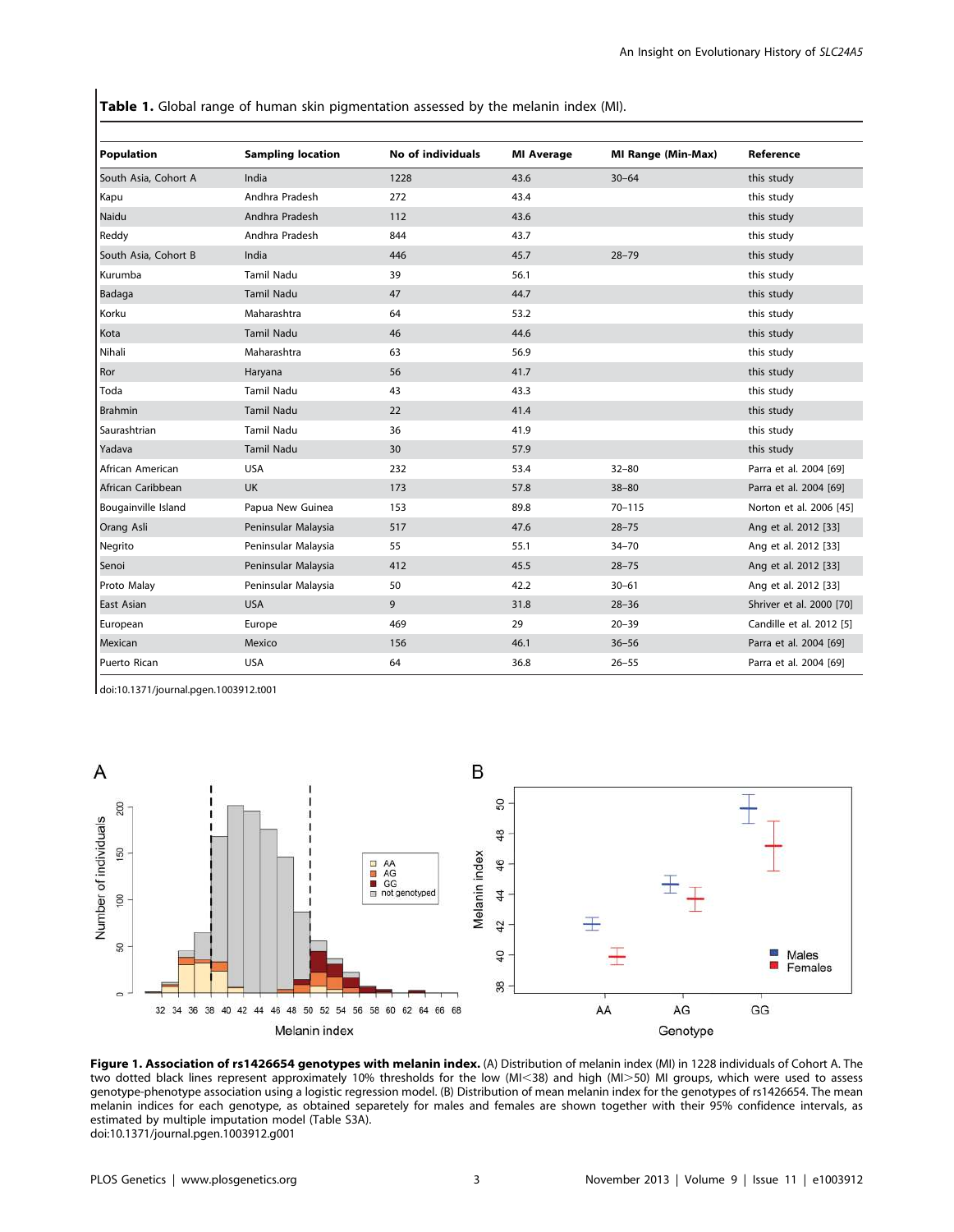**Table 1.** Global range of human skin pigmentation assessed by the melanin index (MI).

| Population | Sampling location | No of individuals | MI Average | MI Range (Min-Max) | Reference |
|---|---|---|---|---|---|
| South Asia, Cohort A | India | 1228 | 43.6 | 30–64 | this study |
| Kapu | Andhra Pradesh | 272 | 43.4 | | this study |
| Naidu | Andhra Pradesh | 112 | 43.6 | | this study |
| Reddy | Andhra Pradesh | 844 | 43.7 | | this study |
| South Asia, Cohort B | India | 446 | 45.7 | 28–79 | this study |
| Kurumba | Tamil Nadu | 39 | 56.1 | | this study |
| Badaga | Tamil Nadu | 47 | 44.7 | | this study |
| Korku | Maharashtra | 64 | 53.2 | | this study |
| Kota | Tamil Nadu | 46 | 44.6 | | this study |
| Nihali | Maharashtra | 63 | 56.9 | | this study |
| Ror | Haryana | 56 | 41.7 | | this study |
| Toda | Tamil Nadu | 43 | 43.3 | | this study |
| Brahmin | Tamil Nadu | 22 | 41.4 | | this study |
| Saurashtrian | Tamil Nadu | 36 | 41.9 | | this study |
| Yadava | Tamil Nadu | 30 | 57.9 | | this study |
| African American | USA | 232 | 53.4 | 32–80 | Parra et al. 2004 [69] |
| African Caribbean | UK | 173 | 57.8 | 38–80 | Parra et al. 2004 [69] |
| Bougainville Island | Papua New Guinea | 153 | 89.8 | 70–115 | Norton et al. 2006 [45] |
| Orang Asli | Peninsular Malaysia | 517 | 47.6 | 28–75 | Ang et al. 2012 [33] |
| Negrito | Peninsular Malaysia | 55 | 55.1 | 34–70 | Ang et al. 2012 [33] |
| Senoi | Peninsular Malaysia | 412 | 45.5 | 28–75 | Ang et al. 2012 [33] |
| Proto Malay | Peninsular Malaysia | 50 | 42.2 | 30–61 | Ang et al. 2012 [33] |
| East Asian | USA | 9 | 31.8 | 28–36 | Shriver et al. 2000 [70] |
| European | Europe | 469 | 29 | 20–39 | Candille et al. 2012 [5] |
| Mexican | Mexico | 156 | 46.1 | 36–56 | Parra et al. 2004 [69] |
| Puerto Rican | USA | 64 | 36.8 | 26–55 | Parra et al. 2004 [69] |

doi:10.1371/journal.pgen.1003912.t001

**Figure 1. Association of rs1426654 genotypes with melanin index.** (A) Distribution of melanin index (MI) in 1228 individuals of Cohort A. The two dotted black lines represent approximately 10% thresholds for the low (MI<38) and high (MI>50) MI groups, which were used to assess genotype-phenotype association using a logistic regression model. (B) Distribution of mean melanin index for the genotypes of rs1426654. The mean melanin indices for each genotype, as obtained separetely for males and females are shown together with their 95% confidence intervals, as estimated by multiple imputation model (Table S3A).
doi:10.1371/journal.pgen.1003912.g001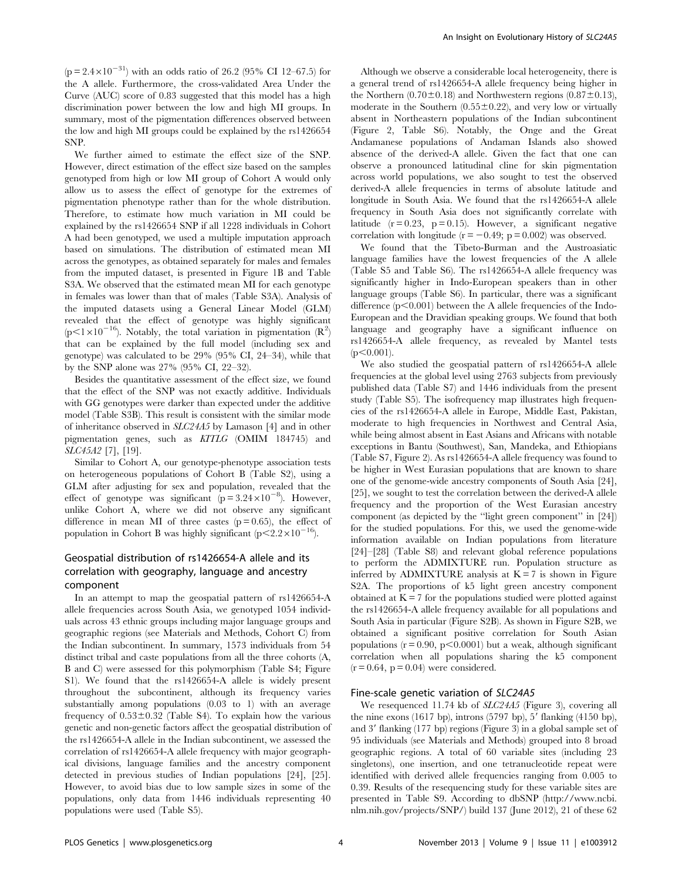($p = 2.4 \times 10^{-31}$) with an odds ratio of 26.2 (95% CI 12–67.5) for the A allele. Furthermore, the cross-validated Area Under the Curve (AUC) score of 0.83 suggested that this model has a high discrimination power between the low and high MI groups. In summary, most of the pigmentation differences observed between the low and high MI groups could be explained by the rs1426654 SNP.

We further aimed to estimate the effect size of the SNP. However, direct estimation of the effect size based on the samples genotyped from high or low MI group of Cohort A would only allow us to assess the effect of genotype for the extremes of pigmentation phenotype rather than for the whole distribution. Therefore, to estimate how much variation in MI could be explained by the rs1426654 SNP if all 1228 individuals in Cohort A had been genotyped, we used a multiple imputation approach based on simulations. The distribution of estimated mean MI across the genotypes, as obtained separately for males and females from the imputed dataset, is presented in Figure 1B and Table S3A. We observed that the estimated mean MI for each genotype in females was lower than that of males (Table S3A). Analysis of the imputed datasets using a General Linear Model (GLM) revealed that the effect of genotype was highly significant ($p < 1 \times 10^{-16}$). Notably, the total variation in pigmentation ($R^2$) that can be explained by the full model (including sex and genotype) was calculated to be 29% (95% CI, 24–34), while that by the SNP alone was 27% (95% CI, 22–32).

Besides the quantitative assessment of the effect size, we found that the effect of the SNP was not exactly additive. Individuals with GG genotypes were darker than expected under the additive model (Table S3B). This result is consistent with the similar mode of inheritance observed in *SLC24A5* by Lamason [4] and in other pigmentation genes, such as *KITLG* (OMIM 184745) and *SLC45A2* [7], [19].

Similar to Cohort A, our genotype-phenotype association tests on heterogeneous populations of Cohort B (Table S2), using a GLM after adjusting for sex and population, revealed that the effect of genotype was significant ($p = 3.24 \times 10^{-8}$). However, unlike Cohort A, where we did not observe any significant difference in mean MI of three castes ($p = 0.65$), the effect of population in Cohort B was highly significant ($p < 2.2 \times 10^{-16}$).

## Geospatial distribution of rs1426654-A allele and its correlation with geography, language and ancestry component

In an attempt to map the geospatial pattern of rs1426654-A allele frequencies across South Asia, we genotyped 1054 individuals across 43 ethnic groups including major language groups and geographic regions (see Materials and Methods, Cohort C) from the Indian subcontinent. In summary, 1573 individuals from 54 distinct tribal and caste populations from all the three cohorts (A, B and C) were assessed for this polymorphism (Table S4; Figure S1). We found that the rs1426654-A allele is widely present throughout the subcontinent, although its frequency varies substantially among populations (0.03 to 1) with an average frequency of $0.53 \pm 0.32$ (Table S4). To explain how the various genetic and non-genetic factors affect the geospatial distribution of the rs1426654-A allele in the Indian subcontinent, we assessed the correlation of rs1426654-A allele frequency with major geographical divisions, language families and the ancestry component detected in previous studies of Indian populations [24], [25]. However, to avoid bias due to low sample sizes in some of the populations, only data from 1446 individuals representing 40 populations were used (Table S5).

Although we observe a considerable local heterogeneity, there is a general trend of rs1426654-A allele frequency being higher in the Northern ($0.70 \pm 0.18$) and Northwestern regions ($0.87 \pm 0.13$), moderate in the Southern ($0.55 \pm 0.22$), and very low or virtually absent in Northeastern populations of the Indian subcontinent (Figure 2, Table S6). Notably, the Onge and the Great Andamanese populations of Andaman Islands also showed absence of the derived-A allele. Given the fact that one can observe a pronounced latitudinal cline for skin pigmentation across world populations, we also sought to test the observed derived-A allele frequencies in terms of absolute latitude and longitude in South Asia. We found that the rs1426654-A allele frequency in South Asia does not significantly correlate with latitude ($r = 0.23$, $p = 0.15$). However, a significant negative correlation with longitude ($r = -0.49$; $p = 0.002$) was observed.

We found that the Tibeto-Burman and the Austroasiatic language families have the lowest frequencies of the A allele (Table S5 and Table S6). The rs1426654-A allele frequency was significantly higher in Indo-European speakers than in other language groups (Table S6). In particular, there was a significant difference ($p < 0.001$) between the A allele frequencies of the Indo-European and the Dravidian speaking groups. We found that both language and geography have a significant influence on rs1426654-A allele frequency, as revealed by Mantel tests ($p < 0.001$).

We also studied the geospatial pattern of rs1426654-A allele frequencies at the global level using 2763 subjects from previously published data (Table S7) and 1446 individuals from the present study (Table S5). The isofrequency map illustrates high frequencies of the rs1426654-A allele in Europe, Middle East, Pakistan, moderate to high frequencies in Northwest and Central Asia, while being almost absent in East Asians and Africans with notable exceptions in Bantu (Southwest), San, Mandeka, and Ethiopians (Table S7, Figure 2). As rs1426654-A allele frequency was found to be higher in West Eurasian populations that are known to share one of the genome-wide ancestry components of South Asia [24], [25], we sought to test the correlation between the derived-A allele frequency and the proportion of the West Eurasian ancestry component (as depicted by the "light green component" in [24]) for the studied populations. For this, we used the genome-wide information available on Indian populations from literature [24]–[28] (Table S8) and relevant global reference populations to perform the ADMIXTURE run. Population structure as inferred by ADMIXTURE analysis at $K = 7$ is shown in Figure S2A. The proportions of k5 light green ancestry component obtained at $K = 7$ for the populations studied were plotted against the rs1426654-A allele frequency available for all populations and South Asia in particular (Figure S2B). As shown in Figure S2B, we obtained a significant positive correlation for South Asian populations ($r = 0.90$, $p < 0.0001$) but a weak, although significant correlation when all populations sharing the k5 component ($r = 0.64$, $p = 0.04$) were considered.

## Fine-scale genetic variation of *SLC24A5*

We resequenced 11.74 kb of *SLC24A5* (Figure 3), covering all the nine exons (1617 bp), introns (5797 bp), 5′ flanking (4150 bp), and 3′ flanking (177 bp) regions (Figure 3) in a global sample set of 95 individuals (see Materials and Methods) grouped into 8 broad geographic regions. A total of 60 variable sites (including 23 singletons), one insertion, and one tetranucleotide repeat were identified with derived allele frequencies ranging from 0.005 to 0.39. Results of the resequencing study for these variable sites are presented in Table S9. According to dbSNP (http://www.ncbi.nlm.nih.gov/projects/SNP/) build 137 (June 2012), 21 of these 62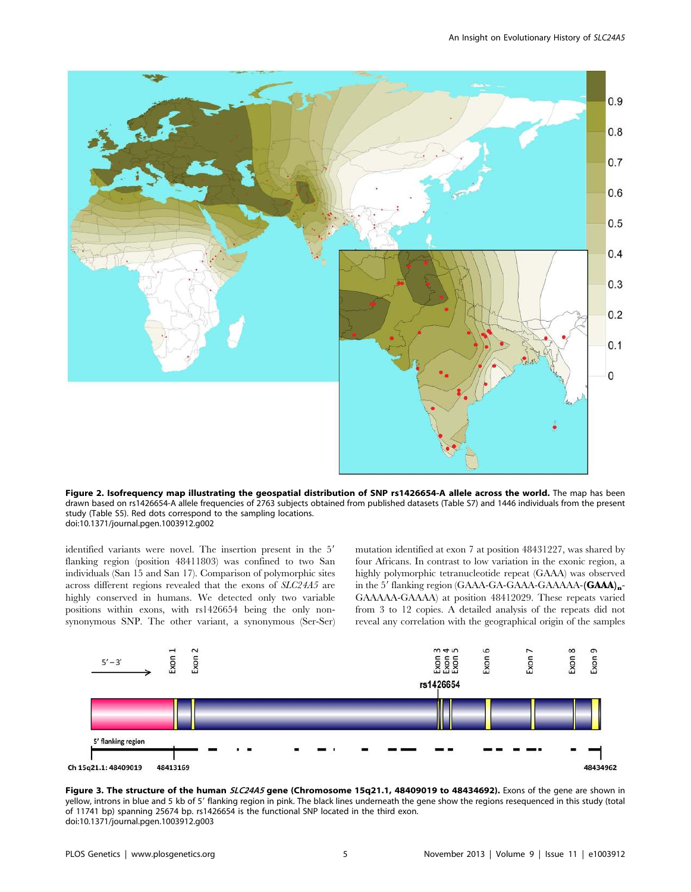**Figure 2. Isofrequency map illustrating the geospatial distribution of SNP rs1426654-A allele across the world.** The map has been drawn based on rs1426654-A allele frequencies of 2763 subjects obtained from published datasets (Table S7) and 1446 individuals from the present study (Table S5). Red dots correspond to the sampling locations.
doi:10.1371/journal.pgen.1003912.g002

identified variants were novel. The insertion present in the 5′ flanking region (position 48411803) was confined to two San individuals (San 15 and San 17). Comparison of polymorphic sites across different regions revealed that the exons of *SLC24A5* are highly conserved in humans. We detected only two variable positions within exons, with rs1426654 being the only non-synonymous SNP. The other variant, a synonymous (Ser-Ser) mutation identified at exon 7 at position 48431227, was shared by four Africans. In contrast to low variation in the exonic region, a highly polymorphic tetranucleotide repeat (GAAA) was observed in the 5′ flanking region (GAAA-GA-GAAA-GAAAAA-$\mathbf{(GAAA)_n}$-GAAAAA-GAAAA) at position 48412029. These repeats varied from 3 to 12 copies. A detailed analysis of the repeats did not reveal any correlation with the geographical origin of the samples

**Figure 3. The structure of the human *SLC24A5* gene (Chromosome 15q21.1, 48409019 to 48434692).** Exons of the gene are shown in yellow, introns in blue and 5 kb of 5′ flanking region in pink. The black lines underneath the gene show the regions resequenced in this study (total of 11741 bp) spanning 25674 bp. rs1426654 is the functional SNP located in the third exon.
doi:10.1371/journal.pgen.1003912.g003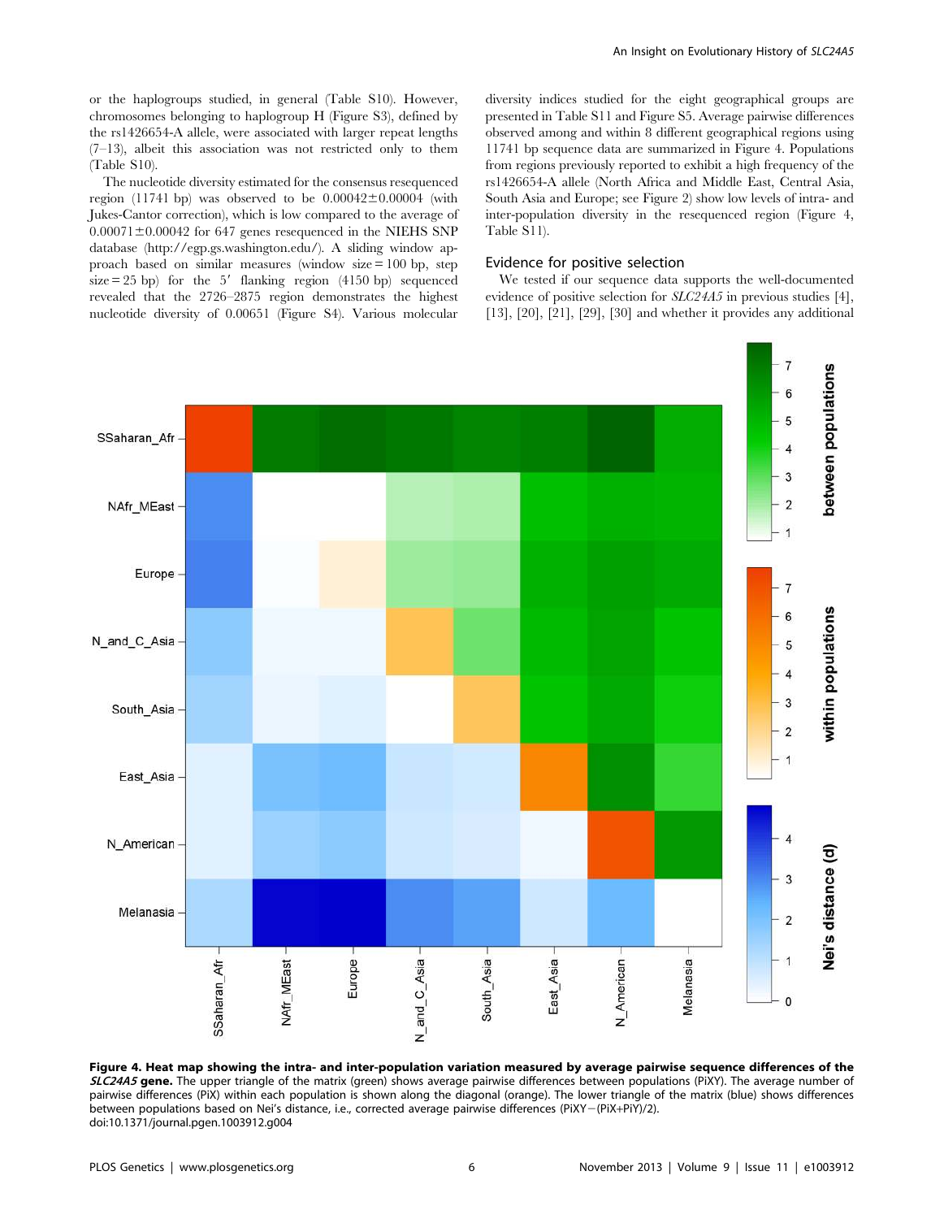or the haplogroups studied, in general (Table S10). However, chromosomes belonging to haplogroup H (Figure S3), defined by the rs1426654-A allele, were associated with larger repeat lengths (7–13), albeit this association was not restricted only to them (Table S10).

The nucleotide diversity estimated for the consensus resequenced region (11741 bp) was observed to be 0.00042±0.00004 (with Jukes-Cantor correction), which is low compared to the average of 0.00071±0.00042 for 647 genes resequenced in the NIEHS SNP database (http://egp.gs.washington.edu/). A sliding window approach based on similar measures (window size = 100 bp, step size = 25 bp) for the 5′ flanking region (4150 bp) sequenced revealed that the 2726–2875 region demonstrates the highest nucleotide diversity of 0.00651 (Figure S4). Various molecular diversity indices studied for the eight geographical groups are presented in Table S11 and Figure S5. Average pairwise differences observed among and within 8 different geographical regions using 11741 bp sequence data are summarized in Figure 4. Populations from regions previously reported to exhibit a high frequency of the rs1426654-A allele (North Africa and Middle East, Central Asia, South Asia and Europe; see Figure 2) show low levels of intra- and inter-population diversity in the resequenced region (Figure 4, Table S11).

## Evidence for positive selection

We tested if our sequence data supports the well-documented evidence of positive selection for *SLC24A5* in previous studies [4], [13], [20], [21], [29], [30] and whether it provides any additional

**Figure 4. Heat map showing the intra- and inter-population variation measured by average pairwise sequence differences of the *SLC24A5* gene.** The upper triangle of the matrix (green) shows average pairwise differences between populations (PiXY). The average number of pairwise differences (PiX) within each population is shown along the diagonal (orange). The lower triangle of the matrix (blue) shows differences between populations based on Nei's distance, i.e., corrected average pairwise differences (PiXY−(PiX+PiY)/2).
doi:10.1371/journal.pgen.1003912.g004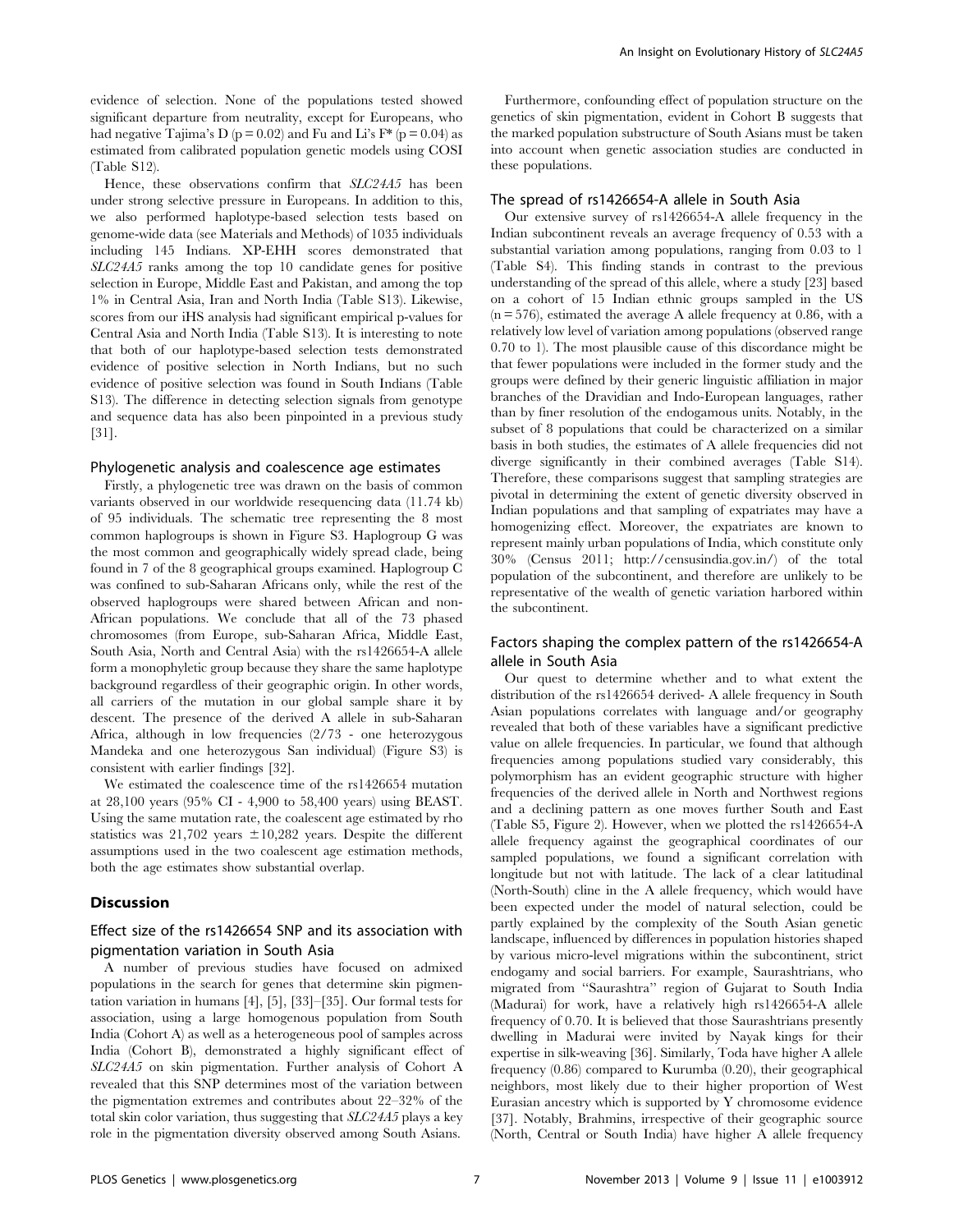evidence of selection. None of the populations tested showed significant departure from neutrality, except for Europeans, who had negative Tajima's D ($p = 0.02$) and Fu and Li's F* ($p = 0.04$) as estimated from calibrated population genetic models using COSI (Table S12).

Hence, these observations confirm that *SLC24A5* has been under strong selective pressure in Europeans. In addition to this, we also performed haplotype-based selection tests based on genome-wide data (see Materials and Methods) of 1035 individuals including 145 Indians. XP-EHH scores demonstrated that *SLC24A5* ranks among the top 10 candidate genes for positive selection in Europe, Middle East and Pakistan, and among the top 1% in Central Asia, Iran and North India (Table S13). Likewise, scores from our iHS analysis had significant empirical p-values for Central Asia and North India (Table S13). It is interesting to note that both of our haplotype-based selection tests demonstrated evidence of positive selection in North Indians, but no such evidence of positive selection was found in South Indians (Table S13). The difference in detecting selection signals from genotype and sequence data has also been pinpointed in a previous study [31].

### Phylogenetic analysis and coalescence age estimates

Firstly, a phylogenetic tree was drawn on the basis of common variants observed in our worldwide resequencing data (11.74 kb) of 95 individuals. The schematic tree representing the 8 most common haplogroups is shown in Figure S3. Haplogroup G was the most common and geographically widely spread clade, being found in 7 of the 8 geographical groups examined. Haplogroup C was confined to sub-Saharan Africans only, while the rest of the observed haplogroups were shared between African and non-African populations. We conclude that all of the 73 phased chromosomes (from Europe, sub-Saharan Africa, Middle East, South Asia, North and Central Asia) with the rs1426654-A allele form a monophyletic group because they share the same haplotype background regardless of their geographic origin. In other words, all carriers of the mutation in our global sample share it by descent. The presence of the derived A allele in sub-Saharan Africa, although in low frequencies (2/73 - one heterozygous Mandeka and one heterozygous San individual) (Figure S3) is consistent with earlier findings [32].

We estimated the coalescence time of the rs1426654 mutation at 28,100 years (95% CI - 4,900 to 58,400 years) using BEAST. Using the same mutation rate, the coalescent age estimated by rho statistics was 21,702 years $\pm$10,282 years. Despite the different assumptions used in the two coalescent age estimation methods, both the age estimates show substantial overlap.

## Discussion

### Effect size of the rs1426654 SNP and its association with pigmentation variation in South Asia

A number of previous studies have focused on admixed populations in the search for genes that determine skin pigmentation variation in humans [4], [5], [33]–[35]. Our formal tests for association, using a large homogenous population from South India (Cohort A) as well as a heterogeneous pool of samples across India (Cohort B), demonstrated a highly significant effect of *SLC24A5* on skin pigmentation. Further analysis of Cohort A revealed that this SNP determines most of the variation between the pigmentation extremes and contributes about 22–32% of the total skin color variation, thus suggesting that *SLC24A5* plays a key role in the pigmentation diversity observed among South Asians.

Furthermore, confounding effect of population structure on the genetics of skin pigmentation, evident in Cohort B suggests that the marked population substructure of South Asians must be taken into account when genetic association studies are conducted in these populations.

### The spread of rs1426654-A allele in South Asia

Our extensive survey of rs1426654-A allele frequency in the Indian subcontinent reveals an average frequency of 0.53 with a substantial variation among populations, ranging from 0.03 to 1 (Table S4). This finding stands in contrast to the previous understanding of the spread of this allele, where a study [23] based on a cohort of 15 Indian ethnic groups sampled in the US ($n = 576$), estimated the average A allele frequency at 0.86, with a relatively low level of variation among populations (observed range 0.70 to 1). The most plausible cause of this discordance might be that fewer populations were included in the former study and the groups were defined by their generic linguistic affiliation in major branches of the Dravidian and Indo-European languages, rather than by finer resolution of the endogamous units. Notably, in the subset of 8 populations that could be characterized on a similar basis in both studies, the estimates of A allele frequencies did not diverge significantly in their combined averages (Table S14). Therefore, these comparisons suggest that sampling strategies are pivotal in determining the extent of genetic diversity observed in Indian populations and that sampling of expatriates may have a homogenizing effect. Moreover, the expatriates are known to represent mainly urban populations of India, which constitute only 30% (Census 2011; http://censusindia.gov.in/) of the total population of the subcontinent, and therefore are unlikely to be representative of the wealth of genetic variation harbored within the subcontinent.

### Factors shaping the complex pattern of the rs1426654-A allele in South Asia

Our quest to determine whether and to what extent the distribution of the rs1426654 derived- A allele frequency in South Asian populations correlates with language and/or geography revealed that both of these variables have a significant predictive value on allele frequencies. In particular, we found that although frequencies among populations studied vary considerably, this polymorphism has an evident geographic structure with higher frequencies of the derived allele in North and Northwest regions and a declining pattern as one moves further South and East (Table S5, Figure 2). However, when we plotted the rs1426654-A allele frequency against the geographical coordinates of our sampled populations, we found a significant correlation with longitude but not with latitude. The lack of a clear latitudinal (North-South) cline in the A allele frequency, which would have been expected under the model of natural selection, could be partly explained by the complexity of the South Asian genetic landscape, influenced by differences in population histories shaped by various micro-level migrations within the subcontinent, strict endogamy and social barriers. For example, Saurashtrians, who migrated from "Saurashtra" region of Gujarat to South India (Madurai) for work, have a relatively high rs1426654-A allele frequency of 0.70. It is believed that those Saurashtrians presently dwelling in Madurai were invited by Nayak kings for their expertise in silk-weaving [36]. Similarly, Toda have higher A allele frequency (0.86) compared to Kurumba (0.20), their geographical neighbors, most likely due to their higher proportion of West Eurasian ancestry which is supported by Y chromosome evidence [37]. Notably, Brahmins, irrespective of their geographic source (North, Central or South India) have higher A allele frequency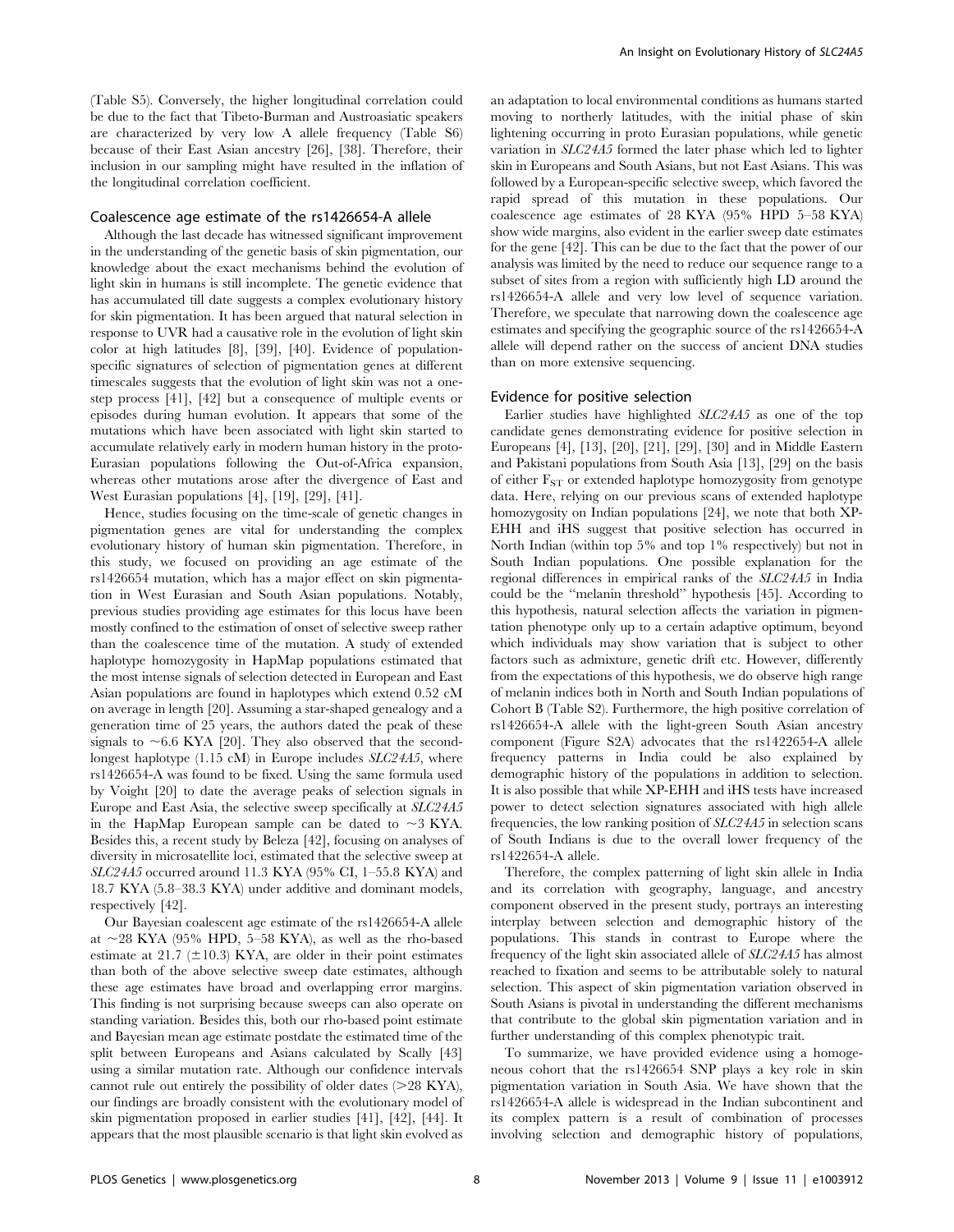(Table S5). Conversely, the higher longitudinal correlation could be due to the fact that Tibeto-Burman and Austroasiatic speakers are characterized by very low A allele frequency (Table S6) because of their East Asian ancestry [26], [38]. Therefore, their inclusion in our sampling might have resulted in the inflation of the longitudinal correlation coefficient.

## Coalescence age estimate of the rs1426654-A allele

Although the last decade has witnessed significant improvement in the understanding of the genetic basis of skin pigmentation, our knowledge about the exact mechanisms behind the evolution of light skin in humans is still incomplete. The genetic evidence that has accumulated till date suggests a complex evolutionary history for skin pigmentation. It has been argued that natural selection in response to UVR had a causative role in the evolution of light skin color at high latitudes [8], [39], [40]. Evidence of population-specific signatures of selection of pigmentation genes at different timescales suggests that the evolution of light skin was not a one-step process [41], [42] but a consequence of multiple events or episodes during human evolution. It appears that some of the mutations which have been associated with light skin started to accumulate relatively early in modern human history in the proto-Eurasian populations following the Out-of-Africa expansion, whereas other mutations arose after the divergence of East and West Eurasian populations [4], [19], [29], [41].

Hence, studies focusing on the time-scale of genetic changes in pigmentation genes are vital for understanding the complex evolutionary history of human skin pigmentation. Therefore, in this study, we focused on providing an age estimate of the rs1426654 mutation, which has a major effect on skin pigmentation in West Eurasian and South Asian populations. Notably, previous studies providing age estimates for this locus have been mostly confined to the estimation of onset of selective sweep rather than the coalescence time of the mutation. A study of extended haplotype homozygosity in HapMap populations estimated that the most intense signals of selection detected in European and East Asian populations are found in haplotypes which extend 0.52 cM on average in length [20]. Assuming a star-shaped genealogy and a generation time of 25 years, the authors dated the peak of these signals to ~6.6 KYA [20]. They also observed that the second-longest haplotype (1.15 cM) in Europe includes *SLC24A5*, where rs1426654-A was found to be fixed. Using the same formula used by Voight [20] to date the average peaks of selection signals in Europe and East Asia, the selective sweep specifically at *SLC24A5* in the HapMap European sample can be dated to ~3 KYA. Besides this, a recent study by Beleza [42], focusing on analyses of diversity in microsatellite loci, estimated that the selective sweep at *SLC24A5* occurred around 11.3 KYA (95% CI, 1–55.8 KYA) and 18.7 KYA (5.8–38.3 KYA) under additive and dominant models, respectively [42].

Our Bayesian coalescent age estimate of the rs1426654-A allele at ~28 KYA (95% HPD, 5–58 KYA), as well as the rho-based estimate at 21.7 (±10.3) KYA, are older in their point estimates than both of the above selective sweep date estimates, although these age estimates have broad and overlapping error margins. This finding is not surprising because sweeps can also operate on standing variation. Besides this, both our rho-based point estimate and Bayesian mean age estimate postdate the estimated time of the split between Europeans and Asians calculated by Scally [43] using a similar mutation rate. Although our confidence intervals cannot rule out entirely the possibility of older dates (>28 KYA), our findings are broadly consistent with the evolutionary model of skin pigmentation proposed in earlier studies [41], [42], [44]. It appears that the most plausible scenario is that light skin evolved as an adaptation to local environmental conditions as humans started moving to northerly latitudes, with the initial phase of skin lightening occurring in proto Eurasian populations, while genetic variation in *SLC24A5* formed the later phase which led to lighter skin in Europeans and South Asians, but not East Asians. This was followed by a European-specific selective sweep, which favored the rapid spread of this mutation in these populations. Our coalescence age estimates of 28 KYA (95% HPD 5–58 KYA) show wide margins, also evident in the earlier sweep date estimates for the gene [42]. This can be due to the fact that the power of our analysis was limited by the need to reduce our sequence range to a subset of sites from a region with sufficiently high LD around the rs1426654-A allele and very low level of sequence variation. Therefore, we speculate that narrowing down the coalescence age estimates and specifying the geographic source of the rs1426654-A allele will depend rather on the success of ancient DNA studies than on more extensive sequencing.

## Evidence for positive selection

Earlier studies have highlighted *SLC24A5* as one of the top candidate genes demonstrating evidence for positive selection in Europeans [4], [13], [20], [21], [29], [30] and in Middle Eastern and Pakistani populations from South Asia [13], [29] on the basis of either $F_{ST}$ or extended haplotype homozygosity from genotype data. Here, relying on our previous scans of extended haplotype homozygosity on Indian populations [24], we note that both XP-EHH and iHS suggest that positive selection has occurred in North Indian (within top 5% and top 1% respectively) but not in South Indian populations. One possible explanation for the regional differences in empirical ranks of the *SLC24A5* in India could be the "melanin threshold" hypothesis [45]. According to this hypothesis, natural selection affects the variation in pigmentation phenotype only up to a certain adaptive optimum, beyond which individuals may show variation that is subject to other factors such as admixture, genetic drift etc. However, differently from the expectations of this hypothesis, we do observe high range of melanin indices both in North and South Indian populations of Cohort B (Table S2). Furthermore, the high positive correlation of rs1426654-A allele with the light-green South Asian ancestry component (Figure S2A) advocates that the rs1422654-A allele frequency patterns in India could be also explained by demographic history of the populations in addition to selection. It is also possible that while XP-EHH and iHS tests have increased power to detect selection signatures associated with high allele frequencies, the low ranking position of *SLC24A5* in selection scans of South Indians is due to the overall lower frequency of the rs1422654-A allele.

Therefore, the complex patterning of light skin allele in India and its correlation with geography, language, and ancestry component observed in the present study, portrays an interesting interplay between selection and demographic history of the populations. This stands in contrast to Europe where the frequency of the light skin associated allele of *SLC24A5* has almost reached to fixation and seems to be attributable solely to natural selection. This aspect of skin pigmentation variation observed in South Asians is pivotal in understanding the different mechanisms that contribute to the global skin pigmentation variation and in further understanding of this complex phenotypic trait.

To summarize, we have provided evidence using a homogeneous cohort that the rs1426654 SNP plays a key role in skin pigmentation variation in South Asia. We have shown that the rs1426654-A allele is widespread in the Indian subcontinent and its complex pattern is a result of combination of processes involving selection and demographic history of populations,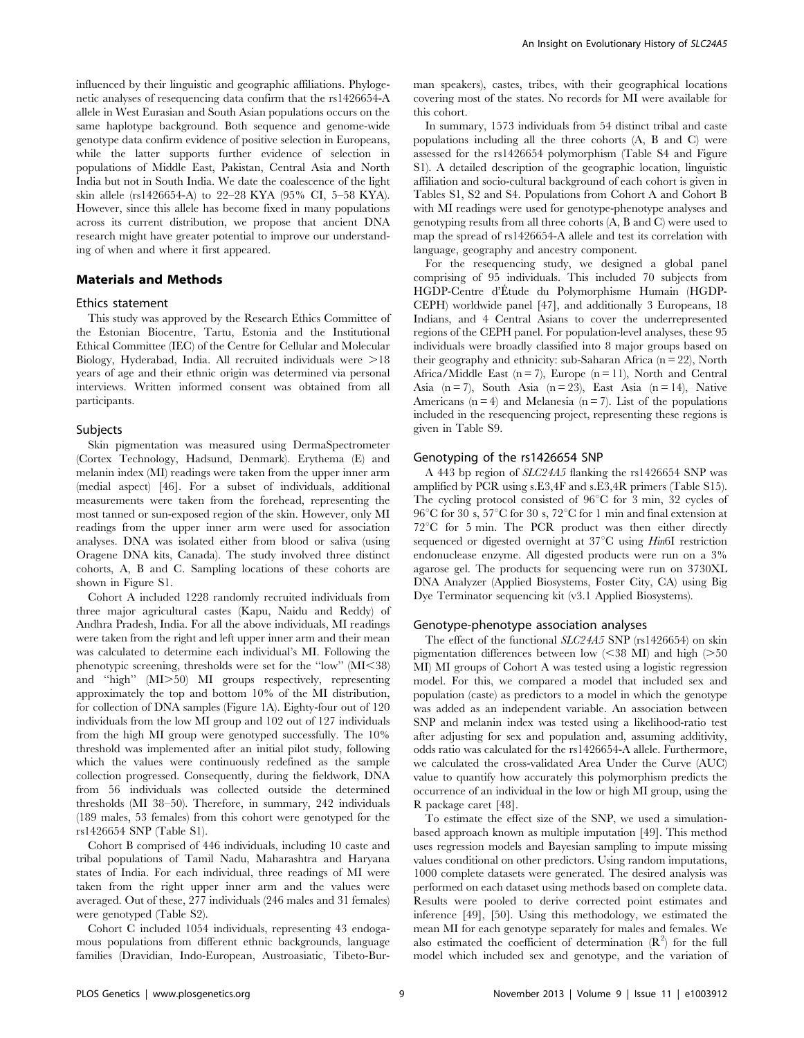influenced by their linguistic and geographic affiliations. Phylogenetic analyses of resequencing data confirm that the rs1426654-A allele in West Eurasian and South Asian populations occurs on the same haplotype background. Both sequence and genome-wide genotype data confirm evidence of positive selection in Europeans, while the latter supports further evidence of selection in populations of Middle East, Pakistan, Central Asia and North India but not in South India. We date the coalescence of the light skin allele (rs1426654-A) to 22–28 KYA (95% CI, 5–58 KYA). However, since this allele has become fixed in many populations across its current distribution, we propose that ancient DNA research might have greater potential to improve our understanding of when and where it first appeared.

## Materials and Methods

### Ethics statement

This study was approved by the Research Ethics Committee of the Estonian Biocentre, Tartu, Estonia and the Institutional Ethical Committee (IEC) of the Centre for Cellular and Molecular Biology, Hyderabad, India. All recruited individuals were >18 years of age and their ethnic origin was determined via personal interviews. Written informed consent was obtained from all participants.

### Subjects

Skin pigmentation was measured using DermaSpectrometer (Cortex Technology, Hadsund, Denmark). Erythema (E) and melanin index (MI) readings were taken from the upper inner arm (medial aspect) [46]. For a subset of individuals, additional measurements were taken from the forehead, representing the most tanned or sun-exposed region of the skin. However, only MI readings from the upper inner arm were used for association analyses. DNA was isolated either from blood or saliva (using Oragene DNA kits, Canada). The study involved three distinct cohorts, A, B and C. Sampling locations of these cohorts are shown in Figure S1.

Cohort A included 1228 randomly recruited individuals from three major agricultural castes (Kapu, Naidu and Reddy) of Andhra Pradesh, India. For all the above individuals, MI readings were taken from the right and left upper inner arm and their mean was calculated to determine each individual's MI. Following the phenotypic screening, thresholds were set for the "low" (MI<38) and "high" (MI>50) MI groups respectively, representing approximately the top and bottom 10% of the MI distribution, for collection of DNA samples (Figure 1A). Eighty-four out of 120 individuals from the low MI group and 102 out of 127 individuals from the high MI group were genotyped successfully. The 10% threshold was implemented after an initial pilot study, following which the values were continuously redefined as the sample collection progressed. Consequently, during the fieldwork, DNA from 56 individuals was collected outside the determined thresholds (MI 38–50). Therefore, in summary, 242 individuals (189 males, 53 females) from this cohort were genotyped for the rs1426654 SNP (Table S1).

Cohort B comprised of 446 individuals, including 10 caste and tribal populations of Tamil Nadu, Maharashtra and Haryana states of India. For each individual, three readings of MI were taken from the right upper inner arm and the values were averaged. Out of these, 277 individuals (246 males and 31 females) were genotyped (Table S2).

Cohort C included 1054 individuals, representing 43 endogamous populations from different ethnic backgrounds, language families (Dravidian, Indo-European, Austroasiatic, Tibeto-Burman speakers), castes, tribes, with their geographical locations covering most of the states. No records for MI were available for this cohort.

In summary, 1573 individuals from 54 distinct tribal and caste populations including all the three cohorts (A, B and C) were assessed for the rs1426654 polymorphism (Table S4 and Figure S1). A detailed description of the geographic location, linguistic affiliation and socio-cultural background of each cohort is given in Tables S1, S2 and S4. Populations from Cohort A and Cohort B with MI readings were used for genotype-phenotype analyses and genotyping results from all three cohorts (A, B and C) were used to map the spread of rs1426654-A allele and test its correlation with language, geography and ancestry component.

For the resequencing study, we designed a global panel comprising of 95 individuals. This included 70 subjects from HGDP-Centre d'Étude du Polymorphisme Humain (HGDP-CEPH) worldwide panel [47], and additionally 3 Europeans, 18 Indians, and 4 Central Asians to cover the underrepresented regions of the CEPH panel. For population-level analyses, these 95 individuals were broadly classified into 8 major groups based on their geography and ethnicity: sub-Saharan Africa (n = 22), North Africa/Middle East (n = 7), Europe (n = 11), North and Central Asia (n = 7), South Asia (n = 23), East Asia (n = 14), Native Americans (n = 4) and Melanesia (n = 7). List of the populations included in the resequencing project, representing these regions is given in Table S9.

### Genotyping of the rs1426654 SNP

A 443 bp region of *SLC24A5* flanking the rs1426654 SNP was amplified by PCR using s.E3,4F and s.E3,4R primers (Table S15). The cycling protocol consisted of 96°C for 3 min, 32 cycles of 96°C for 30 s, 57°C for 30 s, 72°C for 1 min and final extension at 72°C for 5 min. The PCR product was then either directly sequenced or digested overnight at 37°C using *Hin*6I restriction endonuclease enzyme. All digested products were run on a 3% agarose gel. The products for sequencing were run on 3730XL DNA Analyzer (Applied Biosystems, Foster City, CA) using Big Dye Terminator sequencing kit (v3.1 Applied Biosystems).

### Genotype-phenotype association analyses

The effect of the functional *SLC24A5* SNP (rs1426654) on skin pigmentation differences between low (<38 MI) and high (>50 MI) MI groups of Cohort A was tested using a logistic regression model. For this, we compared a model that included sex and population (caste) as predictors to a model in which the genotype was added as an independent variable. An association between SNP and melanin index was tested using a likelihood-ratio test after adjusting for sex and population and, assuming additivity, odds ratio was calculated for the rs1426654-A allele. Furthermore, we calculated the cross-validated Area Under the Curve (AUC) value to quantify how accurately this polymorphism predicts the occurrence of an individual in the low or high MI group, using the R package caret [48].

To estimate the effect size of the SNP, we used a simulation-based approach known as multiple imputation [49]. This method uses regression models and Bayesian sampling to impute missing values conditional on other predictors. Using random imputations, 1000 complete datasets were generated. The desired analysis was performed on each dataset using methods based on complete data. Results were pooled to derive corrected point estimates and inference [49], [50]. Using this methodology, we estimated the mean MI for each genotype separately for males and females. We also estimated the coefficient of determination ($R^2$) for the full model which included sex and genotype, and the variation of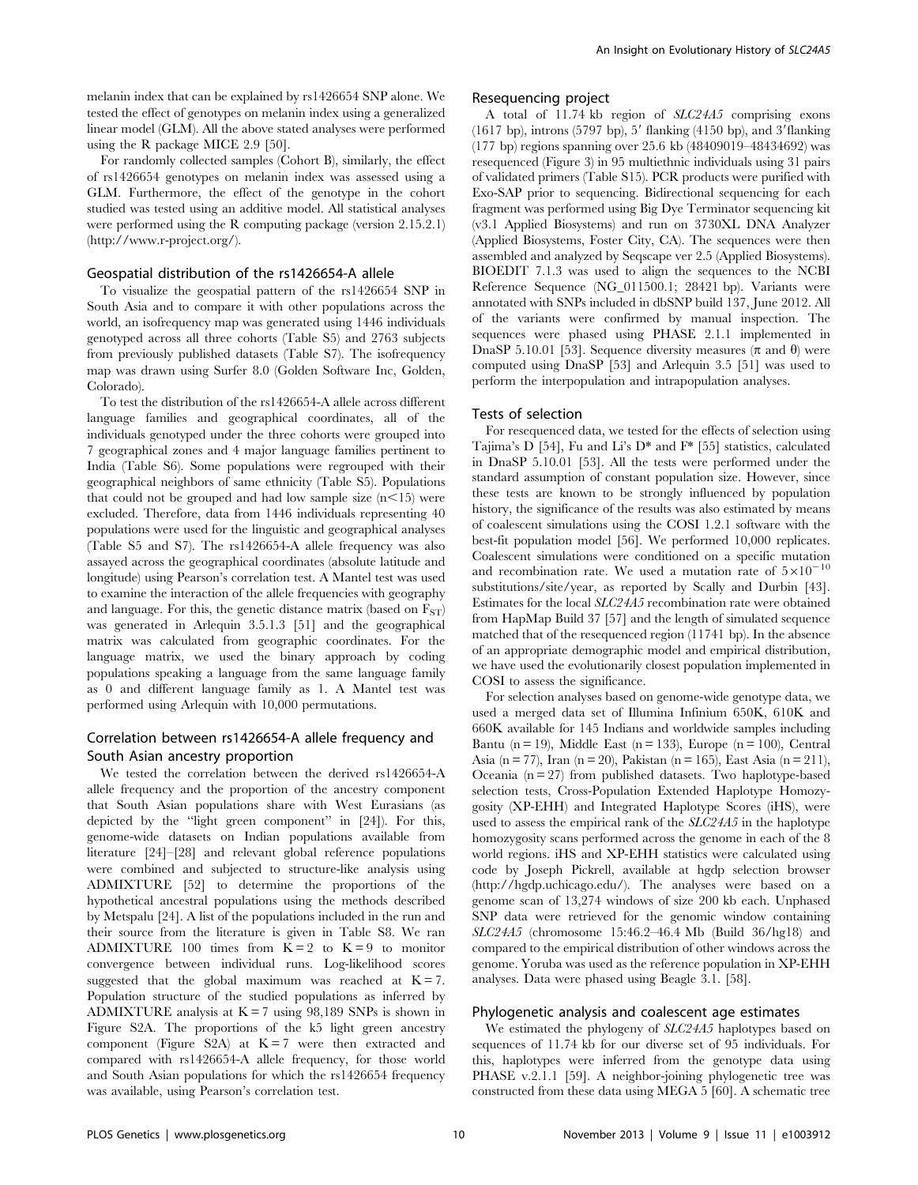melanin index that can be explained by rs1426654 SNP alone. We tested the effect of genotypes on melanin index using a generalized linear model (GLM). All the above stated analyses were performed using the R package MICE 2.9 [50].

For randomly collected samples (Cohort B), similarly, the effect of rs1426654 genotypes on melanin index was assessed using a GLM. Furthermore, the effect of the genotype in the cohort studied was tested using an additive model. All statistical analyses were performed using the R computing package (version 2.15.2.1) (http://www.r-project.org/).

### Geospatial distribution of the rs1426654-A allele

To visualize the geospatial pattern of the rs1426654 SNP in South Asia and to compare it with other populations across the world, an isofrequency map was generated using 1446 individuals genotyped across all three cohorts (Table S5) and 2763 subjects from previously published datasets (Table S7). The isofrequency map was drawn using Surfer 8.0 (Golden Software Inc, Golden, Colorado).

To test the distribution of the rs1426654-A allele across different language families and geographical coordinates, all of the individuals genotyped under the three cohorts were grouped into 7 geographical zones and 4 major language families pertinent to India (Table S6). Some populations were regrouped with their geographical neighbors of same ethnicity (Table S5). Populations that could not be grouped and had low sample size ($n<15$) were excluded. Therefore, data from 1446 individuals representing 40 populations were used for the linguistic and geographical analyses (Table S5 and S7). The rs1426654-A allele frequency was also assayed across the geographical coordinates (absolute latitude and longitude) using Pearson's correlation test. A Mantel test was used to examine the interaction of the allele frequencies with geography and language. For this, the genetic distance matrix (based on $F_{ST}$) was generated in Arlequin 3.5.1.3 [51] and the geographical matrix was calculated from geographic coordinates. For the language matrix, we used the binary approach by coding populations speaking a language from the same language family as 0 and different language family as 1. A Mantel test was performed using Arlequin with 10,000 permutations.

### Correlation between rs1426654-A allele frequency and South Asian ancestry proportion

We tested the correlation between the derived rs1426654-A allele frequency and the proportion of the ancestry component that South Asian populations share with West Eurasians (as depicted by the "light green component" in [24]). For this, genome-wide datasets on Indian populations available from literature [24]–[28] and relevant global reference populations were combined and subjected to structure-like analysis using ADMIXTURE [52] to determine the proportions of the hypothetical ancestral populations using the methods described by Metspalu [24]. A list of the populations included in the run and their source from the literature is given in Table S8. We ran ADMIXTURE 100 times from $K=2$ to $K=9$ to monitor convergence between individual runs. Log-likelihood scores suggested that the global maximum was reached at $K=7$. Population structure of the studied populations as inferred by ADMIXTURE analysis at $K=7$ using 98,189 SNPs is shown in Figure S2A. The proportions of the k5 light green ancestry component (Figure S2A) at $K=7$ were then extracted and compared with rs1426654-A allele frequency, for those world and South Asian populations for which the rs1426654 frequency was available, using Pearson's correlation test.

### Resequencing project

A total of 11.74 kb region of *SLC24A5* comprising exons (1617 bp), introns (5797 bp), 5′ flanking (4150 bp), and 3′flanking (177 bp) regions spanning over 25.6 kb (48409019–48434692) was resequenced (Figure 3) in 95 multiethnic individuals using 31 pairs of validated primers (Table S15). PCR products were purified with Exo-SAP prior to sequencing. Bidirectional sequencing for each fragment was performed using Big Dye Terminator sequencing kit (v3.1 Applied Biosystems) and run on 3730XL DNA Analyzer (Applied Biosystems, Foster City, CA). The sequences were then assembled and analyzed by Seqscape ver 2.5 (Applied Biosystems). BIOEDIT 7.1.3 was used to align the sequences to the NCBI Reference Sequence (NG_011500.1; 28421 bp). Variants were annotated with SNPs included in dbSNP build 137, June 2012. All of the variants were confirmed by manual inspection. The sequences were phased using PHASE 2.1.1 implemented in DnaSP 5.10.01 [53]. Sequence diversity measures ($\pi$ and $\theta$) were computed using DnaSP [53] and Arlequin 3.5 [51] was used to perform the interpopulation and intrapopulation analyses.

### Tests of selection

For resequenced data, we tested for the effects of selection using Tajima's D [54], Fu and Li's D* and F* [55] statistics, calculated in DnaSP 5.10.01 [53]. All the tests were performed under the standard assumption of constant population size. However, since these tests are known to be strongly influenced by population history, the significance of the results was also estimated by means of coalescent simulations using the COSI 1.2.1 software with the best-fit population model [56]. We performed 10,000 replicates. Coalescent simulations were conditioned on a specific mutation and recombination rate. We used a mutation rate of $5\times10^{-10}$ substitutions/site/year, as reported by Scally and Durbin [43]. Estimates for the local *SLC24A5* recombination rate were obtained from HapMap Build 37 [57] and the length of simulated sequence matched that of the resequenced region (11741 bp). In the absence of an appropriate demographic model and empirical distribution, we have used the evolutionarily closest population implemented in COSI to assess the significance.

For selection analyses based on genome-wide genotype data, we used a merged data set of Illumina Infinium 650K, 610K and 660K available for 145 Indians and worldwide samples including Bantu ($n=19$), Middle East ($n=133$), Europe ($n=100$), Central Asia ($n=77$), Iran ($n=20$), Pakistan ($n=165$), East Asia ($n=211$), Oceania ($n=27$) from published datasets. Two haplotype-based selection tests, Cross-Population Extended Haplotype Homozygosity (XP-EHH) and Integrated Haplotype Scores (iHS), were used to assess the empirical rank of the *SLC24A5* in the haplotype homozygosity scans performed across the genome in each of the 8 world regions. iHS and XP-EHH statistics were calculated using code by Joseph Pickrell, available at hgdp selection browser (http://hgdp.uchicago.edu/). The analyses were based on a genome scan of 13,274 windows of size 200 kb each. Unphased SNP data were retrieved for the genomic window containing *SLC24A5* (chromosome 15:46.2–46.4 Mb (Build 36/hg18) and compared to the empirical distribution of other windows across the genome. Yoruba was used as the reference population in XP-EHH analyses. Data were phased using Beagle 3.1. [58].

### Phylogenetic analysis and coalescent age estimates

We estimated the phylogeny of *SLC24A5* haplotypes based on sequences of 11.74 kb for our diverse set of 95 individuals. For this, haplotypes were inferred from the genotype data using PHASE v.2.1.1 [59]. A neighbor-joining phylogenetic tree was constructed from these data using MEGA 5 [60]. A schematic tree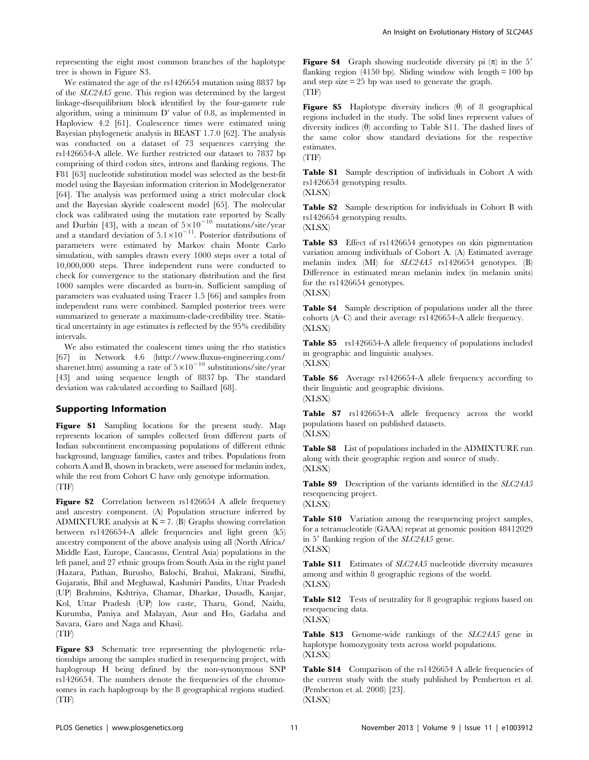representing the eight most common branches of the haplotype tree is shown in Figure S3.

We estimated the age of the rs1426654 mutation using 8837 bp of the *SLC24A5* gene. This region was determined by the largest linkage-disequilibrium block identified by the four-gamete rule algorithm, using a minimum D' value of 0.8, as implemented in Haploview 4.2 [61]. Coalescence times were estimated using Bayesian phylogenetic analysis in BEAST 1.7.0 [62]. The analysis was conducted on a dataset of 73 sequences carrying the rs1426654-A allele. We further restricted our dataset to 7837 bp comprising of third codon sites, introns and flanking regions. The F81 [63] nucleotide substitution model was selected as the best-fit model using the Bayesian information criterion in Modelgenerator [64]. The analysis was performed using a strict molecular clock and the Bayesian skyride coalescent model [65]. The molecular clock was calibrated using the mutation rate reported by Scally and Durbin [43], with a mean of $5\times10^{-10}$ mutations/site/year and a standard deviation of $5.1\times10^{-11}$. Posterior distributions of parameters were estimated by Markov chain Monte Carlo simulation, with samples drawn every 1000 steps over a total of 10,000,000 steps. Three independent runs were conducted to check for convergence to the stationary distribution and the first 1000 samples were discarded as burn-in. Sufficient sampling of parameters was evaluated using Tracer 1.5 [66] and samples from independent runs were combined. Sampled posterior trees were summarized to generate a maximum-clade-credibility tree. Statistical uncertainty in age estimates is reflected by the 95% credibility intervals.

We also estimated the coalescent times using the rho statistics [67] in Network 4.6 (http://www.fluxus-engineering.com/sharenet.htm) assuming a rate of $5\times10^{-10}$ substitutions/site/year [43] and using sequence length of 8837 bp. The standard deviation was calculated according to Saillard [68].

## Supporting Information

**Figure S1** Sampling locations for the present study. Map represents location of samples collected from different parts of Indian subcontinent encompassing populations of different ethnic background, language families, castes and tribes. Populations from cohorts A and B, shown in brackets, were assessed for melanin index, while the rest from Cohort C have only genotype information.
(TIF)

**Figure S2** Correlation between rs1426654 A allele frequency and ancestry component. (A) Population structure inferred by ADMIXTURE analysis at K = 7. (B) Graphs showing correlation between rs1426654-A allele frequencies and light green (k5) ancestry component of the above analysis using all (North Africa/Middle East, Europe, Caucasus, Central Asia) populations in the left panel, and 27 ethnic groups from South Asia in the right panel (Hazara, Pathan, Burusho, Balochi, Brahui, Makrani, Sindhi, Gujaratis, Bhil and Meghawal, Kashmiri Pandits, Uttar Pradesh (UP) Brahmins, Kshtriya, Chamar, Dharkar, Dusadh, Kanjar, Kol, Uttar Pradesh (UP) low caste, Tharu, Gond, Naidu, Kurumba, Paniya and Malayan, Asur and Ho, Gadaba and Savara, Garo and Naga and Khasi).
(TIF)

**Figure S3** Schematic tree representing the phylogenetic relationships among the samples studied in resequencing project, with haplogroup H being defined by the non-synonymous SNP rs1426654. The numbers denote the frequencies of the chromosomes in each haplogroup by the 8 geographical regions studied.
(TIF)

**Figure S4** Graph showing nucleotide diversity pi ($\pi$) in the 5′ flanking region (4150 bp). Sliding window with length = 100 bp and step size = 25 bp was used to generate the graph.
(TIF)

**Figure S5** Haplotype diversity indices ($\theta$) of 8 geographical regions included in the study. The solid lines represent values of diversity indices ($\theta$) according to Table S11. The dashed lines of the same color show standard deviations for the respective estimates.
(TIF)

**Table S1** Sample description of individuals in Cohort A with rs1426654 genotyping results.
(XLSX)

**Table S2** Sample description for individuals in Cohort B with rs1426654 genotyping results.
(XLSX)

**Table S3** Effect of rs1426654 genotypes on skin pigmentation variation among individuals of Cohort A. (A) Estimated average melanin index (MI) for *SLC24A5* rs1426654 genotypes. (B) Difference in estimated mean melanin index (in melanin units) for the rs1426654 genotypes.
(XLSX)

**Table S4** Sample description of populations under all the three cohorts (A–C) and their average rs1426654-A allele frequency.
(XLSX)

**Table S5** rs1426654-A allele frequency of populations included in geographic and linguistic analyses.
(XLSX)

**Table S6** Average rs1426654-A allele frequency according to their linguistic and geographic divisions.
(XLSX)

**Table S7** rs1426654-A allele frequency across the world populations based on published datasets.
(XLSX)

**Table S8** List of populations included in the ADMIXTURE run along with their geographic region and source of study.
(XLSX)

**Table S9** Description of the variants identified in the *SLC24A5* resequencing project.
(XLSX)

**Table S10** Variation among the resequencing project samples, for a tetranucleotide (GAAA) repeat at genomic position 48412029 in 5′ flanking region of the *SLC24A5* gene.
(XLSX)

**Table S11** Estimates of *SLC24A5* nucleotide diversity measures among and within 8 geographic regions of the world.
(XLSX)

**Table S12** Tests of neutrality for 8 geographic regions based on resequencing data.
(XLSX)

**Table S13** Genome-wide rankings of the *SLC24A5* gene in haplotype homozygosity tests across world populations.
(XLSX)

**Table S14** Comparison of the rs1426654 A allele frequencies of the current study with the study published by Pemberton et al. (Pemberton et al. 2008) [23].
(XLSX)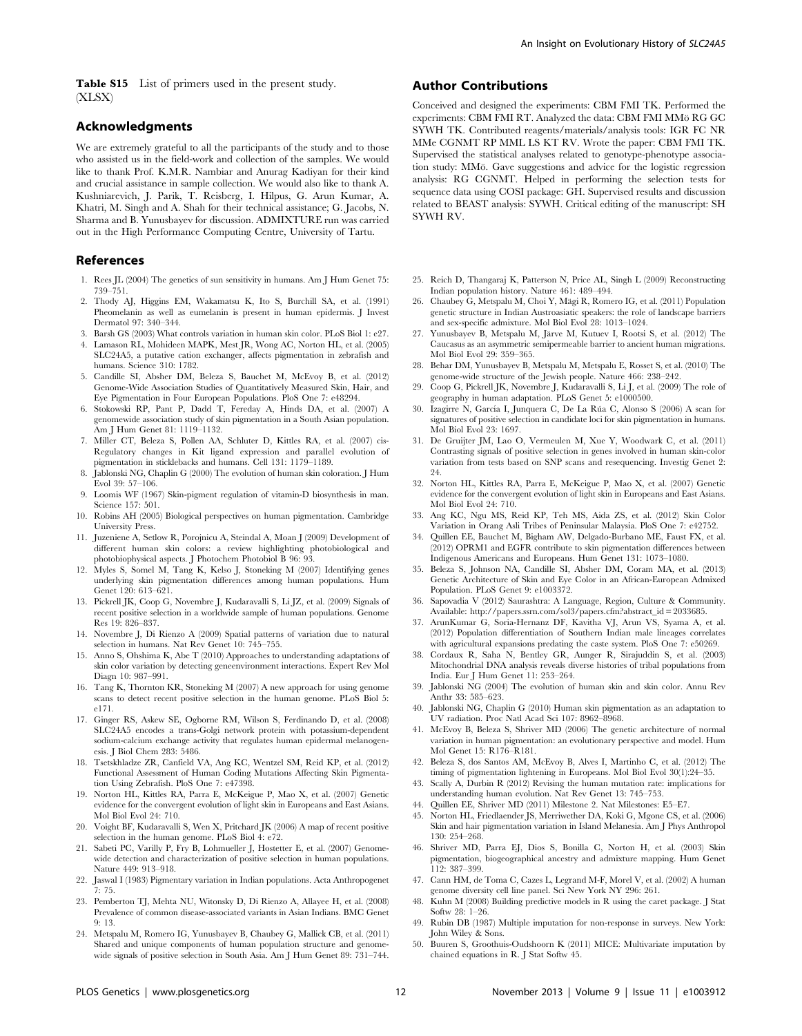**Table S15** List of primers used in the present study. (XLSX)

## Acknowledgments

We are extremely grateful to all the participants of the study and to those who assisted us in the field-work and collection of the samples. We would like to thank Prof. K.M.R. Nambiar and Anurag Kadiyan for their kind and crucial assistance in sample collection. We would also like to thank A. Kushniarevich, J. Parik, T. Reisberg, I. Hilpus, G. Arun Kumar, A. Khatri, M. Singh and A. Shah for their technical assistance; G. Jacobs, N. Sharma and B. Yunusbayev for discussion. ADMIXTURE run was carried out in the High Performance Computing Centre, University of Tartu.

## Author Contributions

Conceived and designed the experiments: CBM FMI TK. Performed the experiments: CBM FMI RT. Analyzed the data: CBM FMI MMö RG GC SYWH TK. Contributed reagents/materials/analysis tools: IGR FC NR MMe CGNMT RP MML LS KT RV. Wrote the paper: CBM FMI TK. Supervised the statistical analyses related to genotype-phenotype association study: MMö. Gave suggestions and advice for the logistic regression analysis: RG CGNMT. Helped in performing the selection tests for sequence data using COSI package: GH. Supervised results and discussion related to BEAST analysis: SYWH. Critical editing of the manuscript: SH SYWH RV.

## References

1. Rees JL (2004) The genetics of sun sensitivity in humans. Am J Hum Genet 75: 739–751.
2. Thody AJ, Higgins EM, Wakamatsu K, Ito S, Burchill SA, et al. (1991) Pheomelanin as well as eumelanin is present in human epidermis. J Invest Dermatol 97: 340–344.
3. Barsh GS (2003) What controls variation in human skin color. PLoS Biol 1: e27.
4. Lamason RL, Mohideen MAPK, Mest JR, Wong AC, Norton HL, et al. (2005) SLC24A5, a putative cation exchanger, affects pigmentation in zebrafish and humans. Science 310: 1782.
5. Candille SI, Absher DM, Beleza S, Bauchet M, McEvoy B, et al. (2012) Genome-Wide Association Studies of Quantitatively Measured Skin, Hair, and Eye Pigmentation in Four European Populations. PloS One 7: e48294.
6. Stokowski RP, Pant P, Dadd T, Fereday A, Hinds DA, et al. (2007) A genomewide association study of skin pigmentation in a South Asian population. Am J Hum Genet 81: 1119–1132.
7. Miller CT, Beleza S, Pollen AA, Schluter D, Kittles RA, et al. (2007) cis-Regulatory changes in Kit ligand expression and parallel evolution of pigmentation in sticklebacks and humans. Cell 131: 1179–1189.
8. Jablonski NG, Chaplin G (2000) The evolution of human skin coloration. J Hum Evol 39: 57–106.
9. Loomis WF (1967) Skin-pigment regulation of vitamin-D biosynthesis in man. Science 157: 501.
10. Robins AH (2005) Biological perspectives on human pigmentation. Cambridge University Press.
11. Juzeniene A, Setlow R, Porojnicu A, Steindal A, Moan J (2009) Development of different human skin colors: a review highlighting photobiological and photobiophysical aspects. J Photochem Photobiol B 96: 93.
12. Myles S, Somel M, Tang K, Kelso J, Stoneking M (2007) Identifying genes underlying skin pigmentation differences among human populations. Hum Genet 120: 613–621.
13. Pickrell JK, Coop G, Novembre J, Kudaravalli S, Li JZ, et al. (2009) Signals of recent positive selection in a worldwide sample of human populations. Genome Res 19: 826–837.
14. Novembre J, Di Rienzo A (2009) Spatial patterns of variation due to natural selection in humans. Nat Rev Genet 10: 745–755.
15. Anno S, Ohshima K, Abe T (2010) Approaches to understanding adaptations of skin color variation by detecting geneenvironment interactions. Expert Rev Mol Diagn 10: 987–991.
16. Tang K, Thornton KR, Stoneking M (2007) A new approach for using genome scans to detect recent positive selection in the human genome. PLoS Biol 5: e171.
17. Ginger RS, Askew SE, Ogborne RM, Wilson S, Ferdinando D, et al. (2008) SLC24A5 encodes a trans-Golgi network protein with potassium-dependent sodium-calcium exchange activity that regulates human epidermal melanogenesis. J Biol Chem 283: 5486.
18. Tsetskhladze ZR, Canfield VA, Ang KC, Wentzel SM, Reid KP, et al. (2012) Functional Assessment of Human Coding Mutations Affecting Skin Pigmentation Using Zebrafish. PloS One 7: e47398.
19. Norton HL, Kittles RA, Parra E, McKeigue P, Mao X, et al. (2007) Genetic evidence for the convergent evolution of light skin in Europeans and East Asians. Mol Biol Evol 24: 710.
20. Voight BF, Kudaravalli S, Wen X, Pritchard JK (2006) A map of recent positive selection in the human genome. PLoS Biol 4: e72.
21. Sabeti PC, Varilly P, Fry B, Lohmueller J, Hostetter E, et al. (2007) Genome-wide detection and characterization of positive selection in human populations. Nature 449: 913–918.
22. Jaswal I (1983) Pigmentary variation in Indian populations. Acta Anthropogenet 7: 75.
23. Pemberton TJ, Mehta NU, Witonsky D, Di Rienzo A, Allayee H, et al. (2008) Prevalence of common disease-associated variants in Asian Indians. BMC Genet 9: 13.
24. Metspalu M, Romero IG, Yunusbayev B, Chaubey G, Mallick CB, et al. (2011) Shared and unique components of human population structure and genome-wide signals of positive selection in South Asia. Am J Hum Genet 89: 731–744.
25. Reich D, Thangaraj K, Patterson N, Price AL, Singh L (2009) Reconstructing Indian population history. Nature 461: 489–494.
26. Chaubey G, Metspalu M, Choi Y, Mägi R, Romero IG, et al. (2011) Population genetic structure in Indian Austroasiatic speakers: the role of landscape barriers and sex-specific admixture. Mol Biol Evol 28: 1013–1024.
27. Yunusbayev B, Metspalu M, Järve M, Kutuev I, Rootsi S, et al. (2012) The Caucasus as an asymmetric semipermeable barrier to ancient human migrations. Mol Biol Evol 29: 359–365.
28. Behar DM, Yunusbayev B, Metspalu M, Metspalu E, Rosset S, et al. (2010) The genome-wide structure of the Jewish people. Nature 466: 238–242.
29. Coop G, Pickrell JK, Novembre J, Kudaravalli S, Li J, et al. (2009) The role of geography in human adaptation. PLoS Genet 5: e1000500.
30. Izagirre N, García I, Junquera C, De La Rúa C, Alonso S (2006) A scan for signatures of positive selection in candidate loci for skin pigmentation in humans. Mol Biol Evol 23: 1697.
31. De Gruijter JM, Lao O, Vermeulen M, Xue Y, Woodwark C, et al. (2011) Contrasting signals of positive selection in genes involved in human skin-color variation from tests based on SNP scans and resequencing. Investig Genet 2: 24.
32. Norton HL, Kittles RA, Parra E, McKeigue P, Mao X, et al. (2007) Genetic evidence for the convergent evolution of light skin in Europeans and East Asians. Mol Biol Evol 24: 710.
33. Ang KC, Ngu MS, Reid KP, Teh MS, Aida ZS, et al. (2012) Skin Color Variation in Orang Asli Tribes of Peninsular Malaysia. PloS One 7: e42752.
34. Quillen EE, Bauchet M, Bigham AW, Delgado-Burbano ME, Faust FX, et al. (2012) OPRM1 and EGFR contribute to skin pigmentation differences between Indigenous Americans and Europeans. Hum Genet 131: 1073–1080.
35. Beleza S, Johnson NA, Candille SI, Absher DM, Coram MA, et al. (2013) Genetic Architecture of Skin and Eye Color in an African-European Admixed Population. PLoS Genet 9: e1003372.
36. Sapovadia V (2012) Saurashtra: A Language, Region, Culture & Community. Available: http://papers.ssrn.com/sol3/papers.cfm?abstract_id=2033685.
37. ArunKumar G, Soria-Hernanz DF, Kavitha VJ, Arun VS, Syama A, et al. (2012) Population differentiation of Southern Indian male lineages correlates with agricultural expansions predating the caste system. PloS One 7: e50269.
38. Cordaux R, Saha N, Bentley GR, Aunger R, Sirajuddin S, et al. (2003) Mitochondrial DNA analysis reveals diverse histories of tribal populations from India. Eur J Hum Genet 11: 253–264.
39. Jablonski NG (2004) The evolution of human skin and skin color. Annu Rev Anthr 33: 585–623.
40. Jablonski NG, Chaplin G (2010) Human skin pigmentation as an adaptation to UV radiation. Proc Natl Acad Sci 107: 8962–8968.
41. McEvoy B, Beleza S, Shriver MD (2006) The genetic architecture of normal variation in human pigmentation: an evolutionary perspective and model. Hum Mol Genet 15: R176–R181.
42. Beleza S, dos Santos AM, McEvoy B, Alves I, Martinho C, et al. (2012) The timing of pigmentation lightening in Europeans. Mol Biol Evol 30(1):24–35.
43. Scally A, Durbin R (2012) Revising the human mutation rate: implications for understanding human evolution. Nat Rev Genet 13: 745–753.
44. Quillen EE, Shriver MD (2011) Milestone 2. Nat Milestones: E5–E7.
45. Norton HL, Friedlaender JS, Merriwether DA, Koki G, Mgone CS, et al. (2006) Skin and hair pigmentation variation in Island Melanesia. Am J Phys Anthropol 130: 254–268.
46. Shriver MD, Parra EJ, Dios S, Bonilla C, Norton H, et al. (2003) Skin pigmentation, biogeographical ancestry and admixture mapping. Hum Genet 112: 387–399.
47. Cann HM, de Toma C, Cazes L, Legrand M-F, Morel V, et al. (2002) A human genome diversity cell line panel. Sci New York NY 296: 261.
48. Kuhn M (2008) Building predictive models in R using the caret package. J Stat Softw 28: 1–26.
49. Rubin DB (1987) Multiple imputation for non-response in surveys. New York: John Wiley & Sons.
50. Buuren S, Groothuis-Oudshoorn K (2011) MICE: Multivariate imputation by chained equations in R. J Stat Softw 45.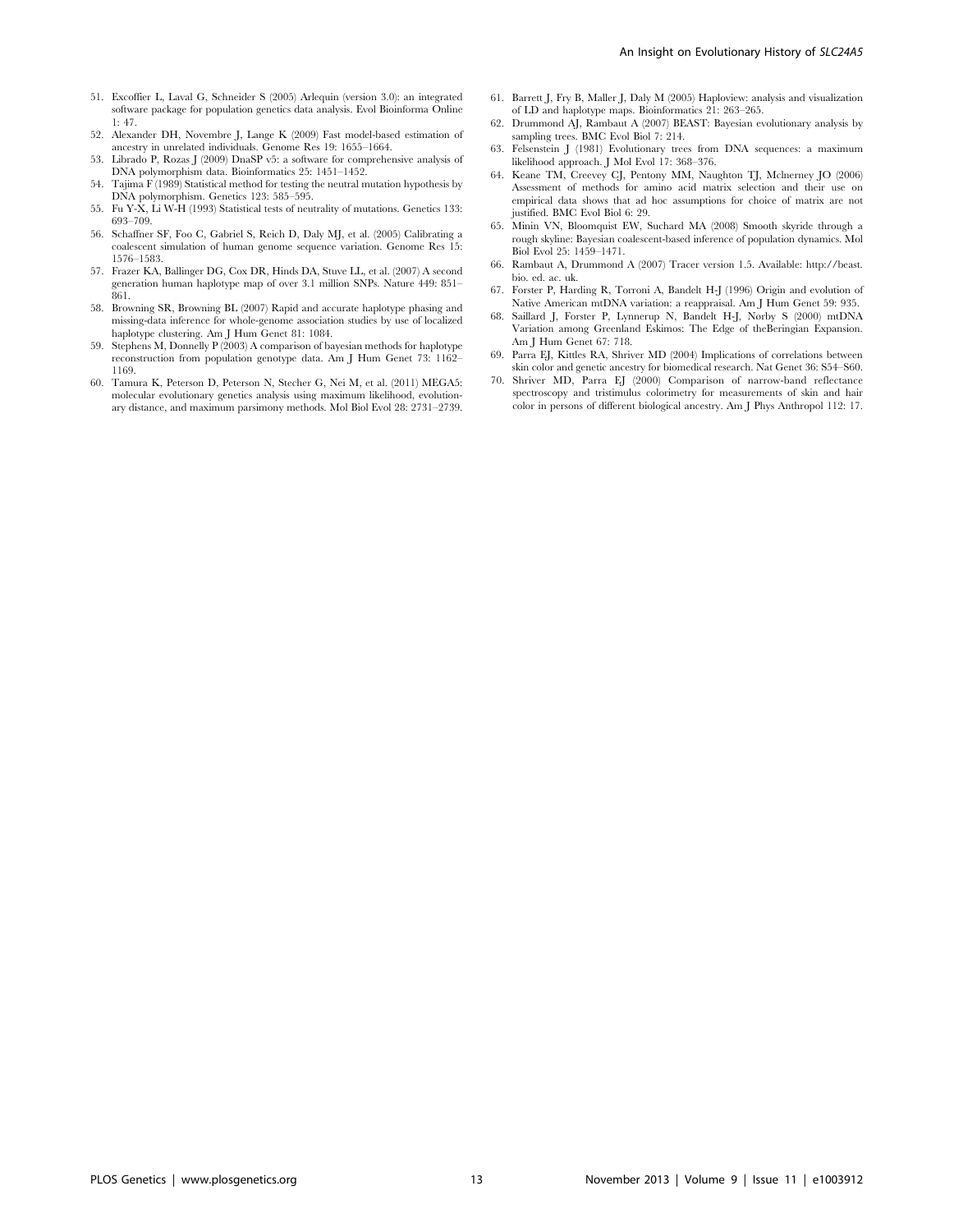51. Excoffier L, Laval G, Schneider S (2005) Arlequin (version 3.0): an integrated software package for population genetics data analysis. Evol Bioinforma Online 1: 47.
52. Alexander DH, Novembre J, Lange K (2009) Fast model-based estimation of ancestry in unrelated individuals. Genome Res 19: 1655–1664.
53. Librado P, Rozas J (2009) DnaSP v5: a software for comprehensive analysis of DNA polymorphism data. Bioinformatics 25: 1451–1452.
54. Tajima F (1989) Statistical method for testing the neutral mutation hypothesis by DNA polymorphism. Genetics 123: 585–595.
55. Fu Y-X, Li W-H (1993) Statistical tests of neutrality of mutations. Genetics 133: 693–709.
56. Schaffner SF, Foo C, Gabriel S, Reich D, Daly MJ, et al. (2005) Calibrating a coalescent simulation of human genome sequence variation. Genome Res 15: 1576–1583.
57. Frazer KA, Ballinger DG, Cox DR, Hinds DA, Stuve LL, et al. (2007) A second generation human haplotype map of over 3.1 million SNPs. Nature 449: 851–861.
58. Browning SR, Browning BL (2007) Rapid and accurate haplotype phasing and missing-data inference for whole-genome association studies by use of localized haplotype clustering. Am J Hum Genet 81: 1084.
59. Stephens M, Donnelly P (2003) A comparison of bayesian methods for haplotype reconstruction from population genotype data. Am J Hum Genet 73: 1162–1169.
60. Tamura K, Peterson D, Peterson N, Stecher G, Nei M, et al. (2011) MEGA5: molecular evolutionary genetics analysis using maximum likelihood, evolutionary distance, and maximum parsimony methods. Mol Biol Evol 28: 2731–2739.
61. Barrett J, Fry B, Maller J, Daly M (2005) Haploview: analysis and visualization of LD and haplotype maps. Bioinformatics 21: 263–265.
62. Drummond AJ, Rambaut A (2007) BEAST: Bayesian evolutionary analysis by sampling trees. BMC Evol Biol 7: 214.
63. Felsenstein J (1981) Evolutionary trees from DNA sequences: a maximum likelihood approach. J Mol Evol 17: 368–376.
64. Keane TM, Creevey CJ, Pentony MM, Naughton TJ, Mclnerney JO (2006) Assessment of methods for amino acid matrix selection and their use on empirical data shows that ad hoc assumptions for choice of matrix are not justified. BMC Evol Biol 6: 29.
65. Minin VN, Bloomquist EW, Suchard MA (2008) Smooth skyride through a rough skyline: Bayesian coalescent-based inference of population dynamics. Mol Biol Evol 25: 1459–1471.
66. Rambaut A, Drummond A (2007) Tracer version 1.5. Available: http://beast.bio.ed.ac.uk.
67. Forster P, Harding R, Torroni A, Bandelt H-J (1996) Origin and evolution of Native American mtDNA variation: a reappraisal. Am J Hum Genet 59: 935.
68. Saillard J, Forster P, Lynnerup N, Bandelt H-J, Nørby S (2000) mtDNA Variation among Greenland Eskimos: The Edge of theBeringian Expansion. Am J Hum Genet 67: 718.
69. Parra EJ, Kittles RA, Shriver MD (2004) Implications of correlations between skin color and genetic ancestry for biomedical research. Nat Genet 36: S54–S60.
70. Shriver MD, Parra EJ (2000) Comparison of narrow-band reflectance spectroscopy and tristimulus colorimetry for measurements of skin and hair color in persons of different biological ancestry. Am J Phys Anthropol 112: 17.